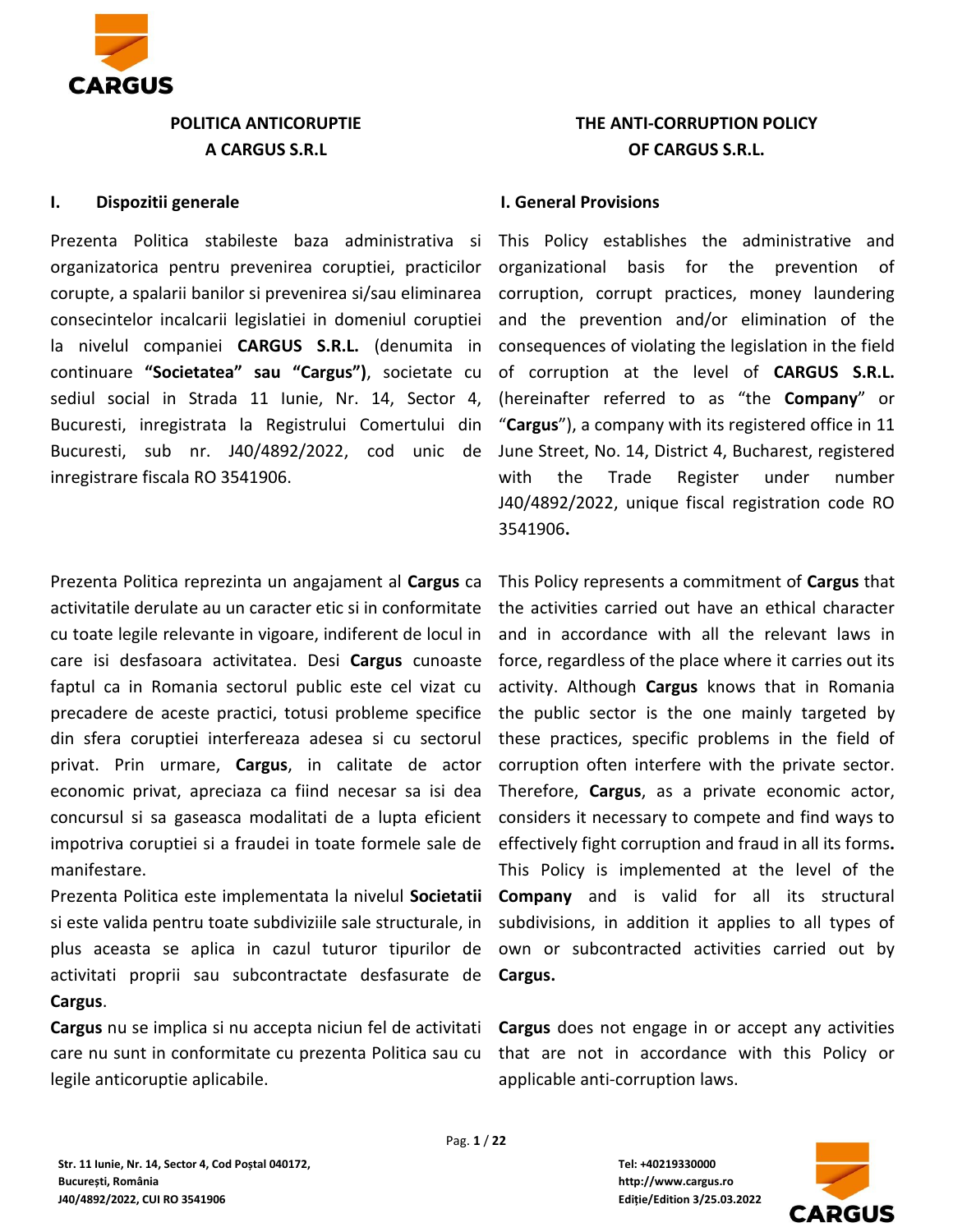## POLITICA ANTICORUPTIE A CARGUS S.R.L

## I. Dispozitii generale

Prezenta Politica stabileste baza administrativa si organizatorica pentru prevenirea coruptiei, practicilor corupte, a spalarii banilor si prevenirea si/sau eliminarea consecintelor incalcarii legislatiei in domeniul coruptiei la nivelul companiei **CARGUS S.R.L.** (denumita in continuare **"Societatea" sau "Cargus")**, societate cu sediul social in Strada 11 Iunie, Nr. 14, Sector 4, Bucuresti, inregistrata la Registrului Comertului din Bucuresti, sub nr. J40/4892/2022, cod unic de inregistrare fiscala RO 3541906.

Prezenta Politica reprezinta un angajament al **Cargus** ca activitatile derulate au un caracter etic si in conformitate cu toate legile relevante in vigoare, indiferent de locul in care isi desfasoara activitatea. Desi **Cargus** cunoaste faptul ca in Romania sectorul public este cel vizat cu precadere de aceste practici, totusi probleme specifice din sfera coruptiei interfereaza adesea si cu sectorul privat. Prin urmare, **Cargus**, in calitate de actor economic privat, apreciaza ca fiind necesar sa isi dea concursul si sa gaseasca modalitati de a lupta eficient impotriva coruptiei si a fraudei in toate formele sale de manifestare.

Prezenta Politica este implementata la nivelul **Societatii** si este valida pentru toate subdiviziile sale structurale, in plus aceasta se aplica in cazul tuturor tipurilor de activitati proprii sau subcontractate desfasurate de **Cargus**.

**Cargus** nu se implica si nu accepta niciun fel de activitati care nu sunt in conformitate cu prezenta Politica sau cu legile anticoruptie aplicabile.

## THE ANTI-CORRUPTION POLICY OF CARGUS S.R.L.

## I. General Provisions

This Policy establishes the administrative and organizational basis for the prevention of corruption, corrupt practices, money laundering and the prevention and/or elimination of the consequences of violating the legislation in the field of corruption at the level of **CARGUS S.R.L.** (hereinafter referred to as "the **Company**" or "**Cargus**"), a company with its registered office in 11 June Street, No. 14, District 4, Bucharest, registered with the Trade Register under number J40/4892/2022, unique fiscal registration code RO 3541906**.**

This Policy represents a commitment of **Cargus** that the activities carried out have an ethical character and in accordance with all the relevant laws in force, regardless of the place where it carries out its activity. Although **Cargus** knows that in Romania the public sector is the one mainly targeted by these practices, specific problems in the field of corruption often interfere with the private sector. Therefore, **Cargus**, as a private economic actor, considers it necessary to compete and find ways to effectively fight corruption and fraud in all its forms**.**

This Policy is implemented at the level of the **Company** and is valid for all its structural subdivisions, in addition it applies to all types of own or subcontracted activities carried out by **Cargus.**

**Cargus** does not engage in or accept any activities that are not in accordance with this Policy or applicable anti-corruption laws.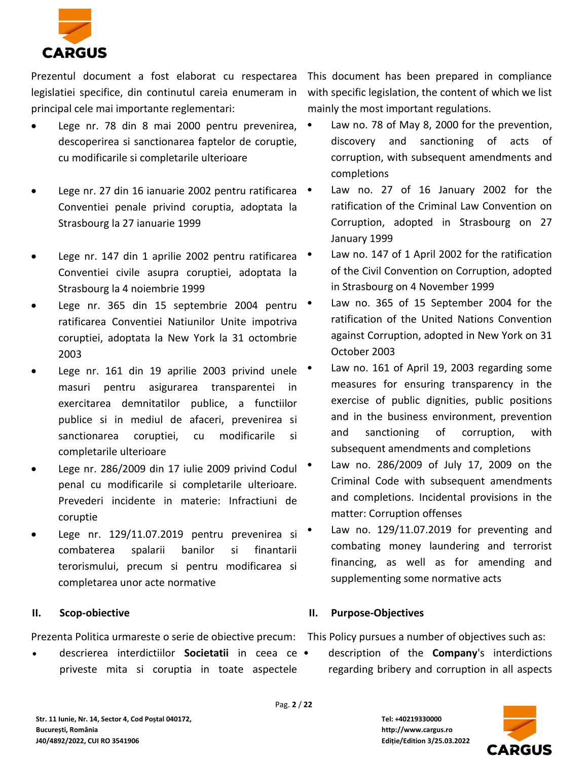Prezentul document a fost elaborat cu respectarea legislatiei specifice, din continutul careia enumeram in principal cele mai importante reglementari:

- Lege nr. 78 din 8 mai 2000 pentru prevenirea, descoperirea si sanctionarea faptelor de coruptie, cu modificarile si completarile ulterioare
- Lege nr. 27 din 16 ianuarie 2002 pentru ratificarea Conventiei penale privind coruptia, adoptata la Strasbourg la 27 ianuarie 1999
- Lege nr. 147 din 1 aprilie 2002 pentru ratificarea Conventiei civile asupra coruptiei, adoptata la Strasbourg la 4 noiembrie 1999
- Lege nr. 365 din 15 septembrie 2004 pentru ratificarea Conventiei Natiunilor Unite impotriva coruptiei, adoptata la New York la 31 octombrie 2003
- Lege nr. 161 din 19 aprilie 2003 privind unele masuri pentru asigurarea transparentei in exercitarea demnitatilor publice, a functiilor publice si in mediul de afaceri, prevenirea si sanctionarea coruptiei, cu modificarile si completarile ulterioare
- Lege nr. 286/2009 din 17 iulie 2009 privind Codul penal cu modificarile si completarile ulterioare. Prevederi incidente in materie: Infractiuni de coruptie
- Lege nr. 129/11.07.2019 pentru prevenirea si combaterea spalarii banilor si finantarii terorismului, precum si pentru modificarea si completarea unor acte normative

This document has been prepared in compliance with specific legislation, the content of which we list mainly the most important regulations.

- Law no. 78 of May 8, 2000 for the prevention, discovery and sanctioning of acts of corruption, with subsequent amendments and completions
- Law no. 27 of 16 January 2002 for the ratification of the Criminal Law Convention on Corruption, adopted in Strasbourg on 27 January 1999
- Law no. 147 of 1 April 2002 for the ratification of the Civil Convention on Corruption, adopted in Strasbourg on 4 November 1999
- Law no. 365 of 15 September 2004 for the ratification of the United Nations Convention against Corruption, adopted in New York on 31 October 2003
- Law no. 161 of April 19, 2003 regarding some measures for ensuring transparency in the exercise of public dignities, public positions and in the business environment, prevention and sanctioning of corruption, with subsequent amendments and completions
- Law no. 286/2009 of July 17, 2009 on the Criminal Code with subsequent amendments and completions. Incidental provisions in the matter: Corruption offenses
- Law no. 129/11.07.2019 for preventing and combating money laundering and terrorist financing, as well as for amending and supplementing some normative acts

## II. Scop-obiective

Prezenta Politica urmareste o serie de obiective precum:

- descrierea interdictiilor **Societatii** in ceea ce priveste mita si coruptia in toate aspectele

## II. Purpose-Objectives

This Policy pursues a number of objectives such as:

- description of the **Company**'s interdictions regarding bribery and corruption in all aspects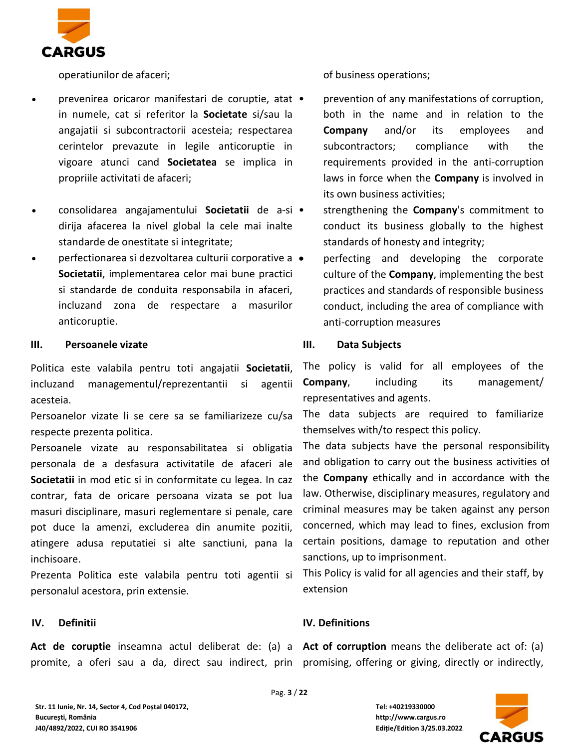operatiunilor de afaceri;

- prevenirea oricaror manifestari de coruptie, atat in numele, cat si referitor la **Societate** si/sau la angajatii si subcontractorii acesteia; respectarea cerintelor prevazute in legile anticoruptie in vigoare atunci cand **Societatea** se implica in propriile activitati de afaceri;
- consolidarea angajamentului **Societatii** de a-si dirija afacerea la nivel global la cele mai inalte standarde de onestitate si integritate;
- perfectionarea si dezvoltarea culturii corporative a **Societatii**, implementarea celor mai bune practici si standarde de conduita responsabila in afaceri, incluzand zona de respectare a masurilor anticoruptie.

### III. Persoanele vizate

Politica este valabila pentru toti angajatii **Societatii**, incluzand managementul/reprezentantii si agentii acesteia.

Persoanelor vizate li se cere sa se familiarizeze cu/sa respecte prezenta politica.

Persoanele vizate au responsabilitatea si obligatia personala de a desfasura activitatile de afaceri ale **Societatii** in mod etic si in conformitate cu legea. In caz contrar, fata de oricare persoana vizata se pot lua masuri disciplinare, masuri reglementare si penale, care pot duce la amenzi, excluderea din anumite pozitii, atingere adusa reputatiei si alte sanctiuni, pana la inchisoare.

Prezenta Politica este valabila pentru toti agentii si personalul acestora, prin extensie.

### IV. Definitii

**Act de coruptie** inseamna actul deliberat de: (a) a promite, a oferi sau a da, direct sau indirect, prin

of business operations;

- prevention of any manifestations of corruption, both in the name and in relation to the **Company** and/or its employees and subcontractors; compliance with the requirements provided in the anti-corruption laws in force when the **Company** is involved in its own business activities;
- strengthening the **Company**'s commitment to conduct its business globally to the highest standards of honesty and integrity;
- perfecting and developing the corporate culture of the **Company**, implementing the best practices and standards of responsible business conduct, including the area of compliance with anti-corruption measures

### III. Data Subjects

The policy is valid for all employees of the **Company**, including its management/ representatives and agents.

The data subjects are required to familiarize themselves with/to respect this policy.

The data subjects have the personal responsibility and obligation to carry out the business activities of the **Company** ethically and in accordance with the law. Otherwise, disciplinary measures, regulatory and criminal measures may be taken against any person concerned, which may lead to fines, exclusion from certain positions, damage to reputation and other sanctions, up to imprisonment.

This Policy is valid for all agencies and their staff, by extension

### IV. Definitions

**Act of corruption** means the deliberate act of: (a) promising, offering or giving, directly or indirectly,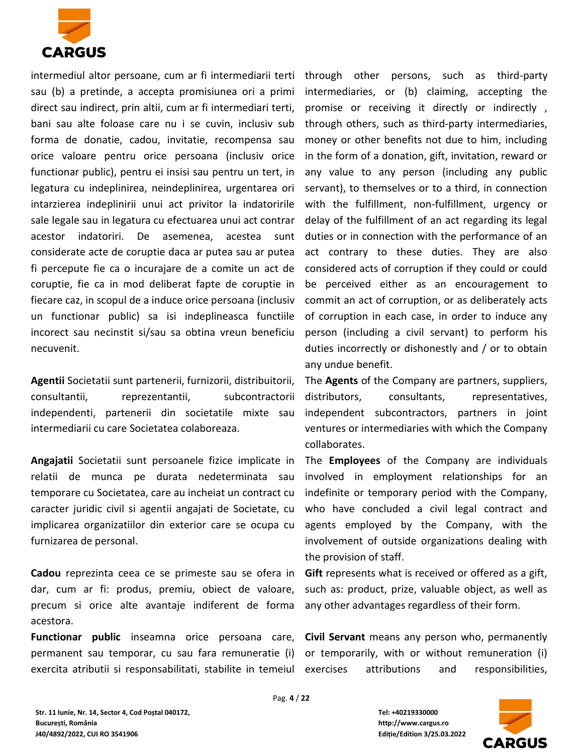intermediul altor persoane, cum ar fi intermediarii terti sau (b) a pretinde, a accepta promisiunea ori a primi direct sau indirect, prin altii, cum ar fi intermediari terti, bani sau alte foloase care nu i se cuvin, inclusiv sub forma de donatie, cadou, invitatie, recompensa sau orice valoare pentru orice persoana (inclusiv orice functionar public), pentru ei insisi sau pentru un tert, in legatura cu indeplinirea, neindeplinirea, urgentarea ori intarzierea indeplinirii unui act privitor la indatoririle sale legale sau in legatura cu efectuarea unui act contrar acestor indatoriri. De asemenea, acestea sunt considerate acte de coruptie daca ar putea sau ar putea fi percepute fie ca o incurajare de a comite un act de coruptie, fie ca in mod deliberat fapte de coruptie in fiecare caz, in scopul de a induce orice persoana (inclusiv un functionar public) sa isi indeplineasca functiile incorect sau necinstit si/sau sa obtina vreun beneficiu necuvenit.

through other persons, such as third-party intermediaries, or (b) claiming, accepting the promise or receiving it directly or indirectly , through others, such as third-party intermediaries, money or other benefits not due to him, including in the form of a donation, gift, invitation, reward or any value to any person (including any public servant), to themselves or to a third, in connection with the fulfillment, non-fulfillment, urgency or delay of the fulfillment of an act regarding its legal duties or in connection with the performance of an act contrary to these duties. They are also considered acts of corruption if they could or could be perceived either as an encouragement to commit an act of corruption, or as deliberately acts of corruption in each case, in order to induce any person (including a civil servant) to perform his duties incorrectly or dishonestly and / or to obtain any undue benefit.

**Agentii** Societatii sunt partenerii, furnizorii, distribuitorii, consultantii, reprezentantii, subcontractorii independenti, partenerii din societatile mixte sau intermediarii cu care Societatea colaboreaza.

The **Agents** of the Company are partners, suppliers, distributors, consultants, representatives, independent subcontractors, partners in joint ventures or intermediaries with which the Company collaborates.

**Angajatii** Societatii sunt persoanele fizice implicate in relatii de munca pe durata nedeterminata sau temporare cu Societatea, care au incheiat un contract cu caracter juridic civil si agentii angajati de Societate, cu implicarea organizatiilor din exterior care se ocupa cu furnizarea de personal.

The **Employees** of the Company are individuals involved in employment relationships for an indefinite or temporary period with the Company, who have concluded a civil legal contract and agents employed by the Company, with the involvement of outside organizations dealing with the provision of staff.

**Cadou** reprezinta ceea ce se primeste sau se ofera in dar, cum ar fi: produs, premiu, obiect de valoare, precum si orice alte avantaje indiferent de forma acestora.

**Gift** represents what is received or offered as a gift, such as: product, prize, valuable object, as well as any other advantages regardless of their form.

**Functionar public** inseamna orice persoana care, permanent sau temporar, cu sau fara remuneratie (i) exercita atributii si responsabilitati, stabilite in temeiul

**Civil Servant** means any person who, permanently or temporarily, with or without remuneration (i) exercises attributions and responsibilities,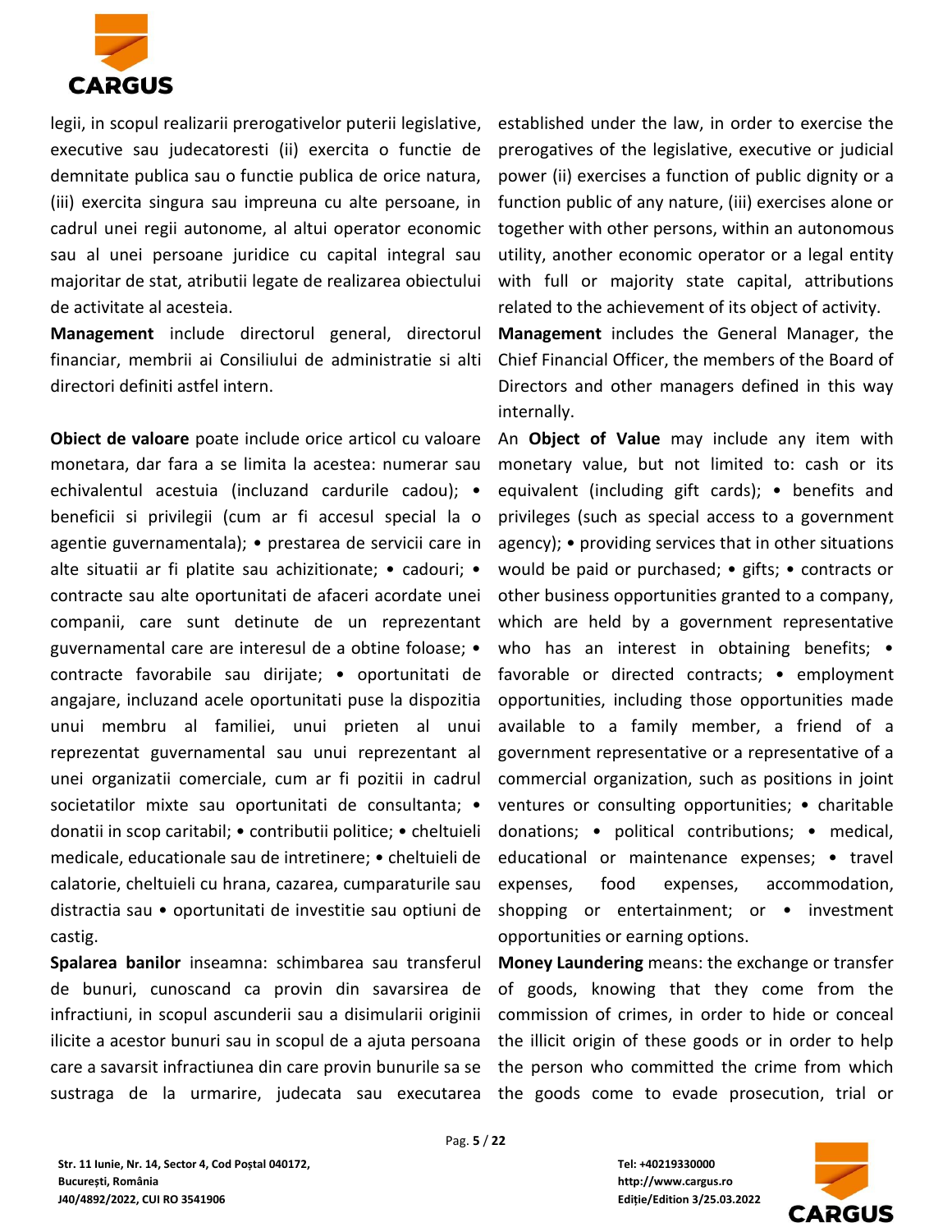legii, in scopul realizarii prerogativelor puterii legislative, executive sau judecatoresti (ii) exercita o functie de demnitate publica sau o functie publica de orice natura, (iii) exercita singura sau impreuna cu alte persoane, in cadrul unei regii autonome, al altui operator economic sau al unei persoane juridice cu capital integral sau majoritar de stat, atributii legate de realizarea obiectului de activitate al acesteia.

**Management** include directorul general, directorul financiar, membrii ai Consiliului de administratie si alti directori definiti astfel intern.

**Obiect de valoare** poate include orice articol cu valoare monetara, dar fara a se limita la acestea: numerar sau echivalentul acestuia (incluzand cardurile cadou); • beneficii si privilegii (cum ar fi accesul special la o agentie guvernamentala); • prestarea de servicii care in alte situatii ar fi platite sau achizitionate; • cadouri; • contracte sau alte oportunitati de afaceri acordate unei companii, care sunt detinute de un reprezentant guvernamental care are interesul de a obtine foloase; • contracte favorabile sau dirijate; • oportunitati de angajare, incluzand acele oportunitati puse la dispozitia unui membru al familiei, unui prieten al unui reprezentat guvernamental sau unui reprezentant al unei organizatii comerciale, cum ar fi pozitii in cadrul societatilor mixte sau oportunitati de consultanta; • donatii in scop caritabil; • contributii politice; • cheltuieli medicale, educationale sau de intretinere; • cheltuieli de calatorie, cheltuieli cu hrana, cazarea, cumparaturile sau distractia sau • oportunitati de investitie sau optiuni de castig.

**Spalarea banilor** inseamna: schimbarea sau transferul de bunuri, cunoscand ca provin din savarsirea de infractiuni, in scopul ascunderii sau a disimularii originii ilicite a acestor bunuri sau in scopul de a ajuta persoana care a savarsit infractiunea din care provin bunurile sa se sustraga de la urmarire, judecata sau executarea

established under the law, in order to exercise the prerogatives of the legislative, executive or judicial power (ii) exercises a function of public dignity or a function public of any nature, (iii) exercises alone or together with other persons, within an autonomous utility, another economic operator or a legal entity with full or majority state capital, attributions related to the achievement of its object of activity.

**Management** includes the General Manager, the Chief Financial Officer, the members of the Board of Directors and other managers defined in this way internally.

An **Object of Value** may include any item with monetary value, but not limited to: cash or its equivalent (including gift cards); • benefits and privileges (such as special access to a government agency); • providing services that in other situations would be paid or purchased; • gifts; • contracts or other business opportunities granted to a company, which are held by a government representative who has an interest in obtaining benefits; • favorable or directed contracts; • employment opportunities, including those opportunities made available to a family member, a friend of a government representative or a representative of a commercial organization, such as positions in joint ventures or consulting opportunities; • charitable donations; • political contributions; • medical, educational or maintenance expenses; • travel expenses, food expenses, accommodation, shopping or entertainment; or • investment opportunities or earning options.

**Money Laundering** means: the exchange or transfer of goods, knowing that they come from the commission of crimes, in order to hide or conceal the illicit origin of these goods or in order to help the person who committed the crime from which the goods come to evade prosecution, trial or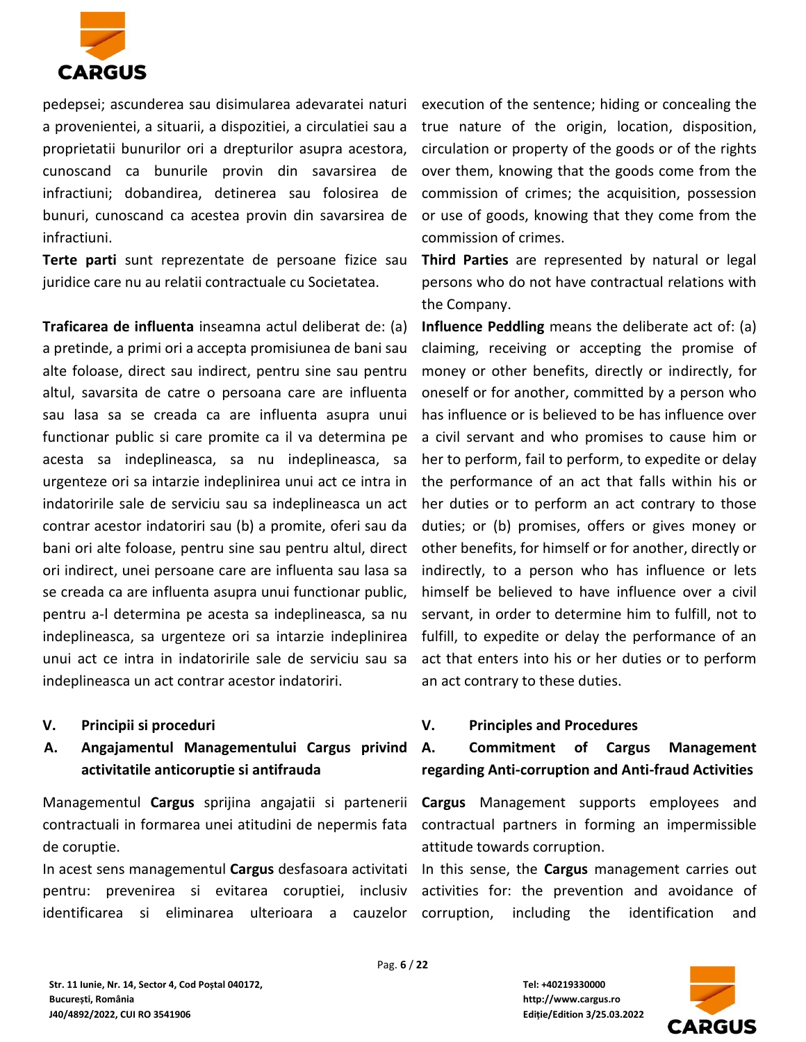pedepsei; ascunderea sau disimularea adevaratei naturi a provenientei, a situarii, a dispozitiei, a circulatiei sau a proprietatii bunurilor ori a drepturilor asupra acestora, cunoscand ca bunurile provin din savarsirea de infractiuni; dobandirea, detinerea sau folosirea de bunuri, cunoscand ca acestea provin din savarsirea de infractiuni.

**Terte parti** sunt reprezentate de persoane fizice sau juridice care nu au relatii contractuale cu Societatea.

**Traficarea de influenta** inseamna actul deliberat de: (a) a pretinde, a primi ori a accepta promisiunea de bani sau alte foloase, direct sau indirect, pentru sine sau pentru altul, savarsita de catre o persoana care are influenta sau lasa sa se creada ca are influenta asupra unui functionar public si care promite ca il va determina pe acesta sa indeplineasca, sa nu indeplineasca, sa urgenteze ori sa intarzie indeplinirea unui act ce intra in indatoririle sale de serviciu sau sa indeplineasca un act contrar acestor indatoriri sau (b) a promite, oferi sau da bani ori alte foloase, pentru sine sau pentru altul, direct ori indirect, unei persoane care are influenta sau lasa sa se creada ca are influenta asupra unui functionar public, pentru a-l determina pe acesta sa indeplineasca, sa nu indeplineasca, sa urgenteze ori sa intarzie indeplinirea unui act ce intra in indatoririle sale de serviciu sau sa indeplineasca un act contrar acestor indatoriri.

## V. Principii si proceduri

### A. Angajamentul Managementului Cargus privind activitatile anticoruptie si antifrauda

Managementul **Cargus** sprijina angajatii si partenerii contractuali in formarea unei atitudini de nepermis fata de coruptie.

In acest sens managementul **Cargus** desfasoara activitati pentru: prevenirea si evitarea coruptiei, inclusiv identificarea si eliminarea ulterioara a cauzelor

execution of the sentence; hiding or concealing the true nature of the origin, location, disposition, circulation or property of the goods or of the rights over them, knowing that the goods come from the commission of crimes; the acquisition, possession or use of goods, knowing that they come from the commission of crimes.

**Third Parties** are represented by natural or legal persons who do not have contractual relations with the Company.

**Influence Peddling** means the deliberate act of: (a) claiming, receiving or accepting the promise of money or other benefits, directly or indirectly, for oneself or for another, committed by a person who has influence or is believed to be has influence over a civil servant and who promises to cause him or her to perform, fail to perform, to expedite or delay the performance of an act that falls within his or her duties or to perform an act contrary to those duties; or (b) promises, offers or gives money or other benefits, for himself or for another, directly or indirectly, to a person who has influence or lets himself be believed to have influence over a civil servant, in order to determine him to fulfill, not to fulfill, to expedite or delay the performance of an act that enters into his or her duties or to perform an act contrary to these duties.

## V. Principles and Procedures

### A. Commitment of Cargus Management regarding Anti-corruption and Anti-fraud Activities

**Cargus** Management supports employees and contractual partners in forming an impermissible attitude towards corruption.

In this sense, the **Cargus** management carries out activities for: the prevention and avoidance of corruption, including the identification and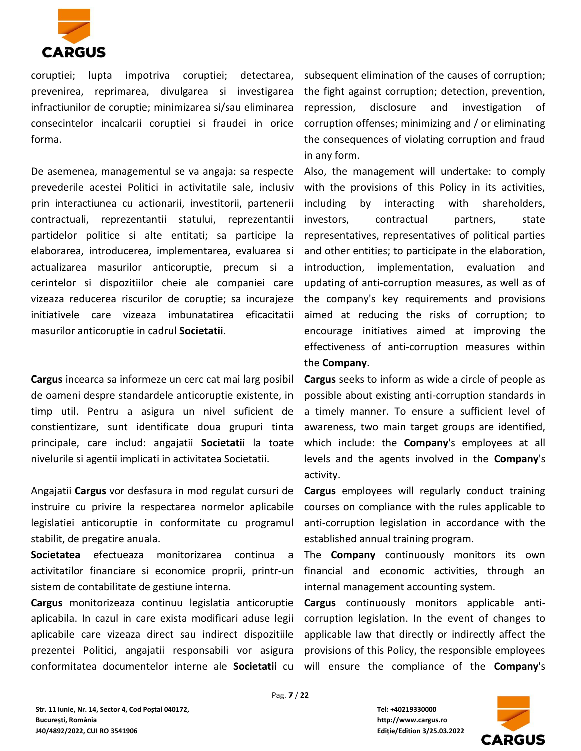coruptiei; lupta impotriva coruptiei; detectarea, prevenirea, reprimarea, divulgarea si investigarea infractiunilor de coruptie; minimizarea si/sau eliminarea consecintelor incalcarii coruptiei si fraudei in orice forma.

subsequent elimination of the causes of corruption; the fight against corruption; detection, prevention, repression, disclosure and investigation of corruption offenses; minimizing and / or eliminating the consequences of violating corruption and fraud in any form.

De asemenea, managementul se va angaja: sa respecte prevederile acestei Politici in activitatile sale, inclusiv prin interactiunea cu actionarii, investitorii, partenerii contractuali, reprezentantii statului, reprezentantii partidelor politice si alte entitati; sa participe la elaborarea, introducerea, implementarea, evaluarea si actualizarea masurilor anticoruptie, precum si a cerintelor si dispozitiilor cheie ale companiei care vizeaza reducerea riscurilor de coruptie; sa incurajeze initiativele care vizeaza imbunatatirea eficacitatii masurilor anticoruptie in cadrul **Societatii**.

Also, the management will undertake: to comply with the provisions of this Policy in its activities, including by interacting with shareholders, investors, contractual partners, state representatives, representatives of political parties and other entities; to participate in the elaboration, introduction, implementation, evaluation and updating of anti-corruption measures, as well as of the company's key requirements and provisions aimed at reducing the risks of corruption; to encourage initiatives aimed at improving the effectiveness of anti-corruption measures within the **Company**.

**Cargus** incearca sa informeze un cerc cat mai larg posibil de oameni despre standardele anticoruptie existente, in timp util. Pentru a asigura un nivel suficient de constientizare, sunt identificate doua grupuri tinta principale, care includ: angajatii **Societatii** la toate nivelurile si agentii implicati in activitatea Societatii.

**Cargus** seeks to inform as wide a circle of people as possible about existing anti-corruption standards in a timely manner. To ensure a sufficient level of awareness, two main target groups are identified, which include: the **Company**'s employees at all levels and the agents involved in the **Company**'s activity.

Angajatii **Cargus** vor desfasura in mod regulat cursuri de instruire cu privire la respectarea normelor aplicabile legislatiei anticoruptie in conformitate cu programul stabilit, de pregatire anuala.

**Cargus** employees will regularly conduct training courses on compliance with the rules applicable to anti-corruption legislation in accordance with the established annual training program.

**Societatea** efectueaza monitorizarea continua a activitatilor financiare si economice proprii, printr-un sistem de contabilitate de gestiune interna.

The **Company** continuously monitors its own financial and economic activities, through an internal management accounting system.

**Cargus** monitorizeaza continuu legislatia anticoruptie aplicabila. In cazul in care exista modificari aduse legii aplicabile care vizeaza direct sau indirect dispozitiile prezentei Politici, angajatii responsabili vor asigura conformitatea documentelor interne ale **Societatii** cu

**Cargus** continuously monitors applicable anti-corruption legislation. In the event of changes to applicable law that directly or indirectly affect the provisions of this Policy, the responsible employees will ensure the compliance of the **Company**'s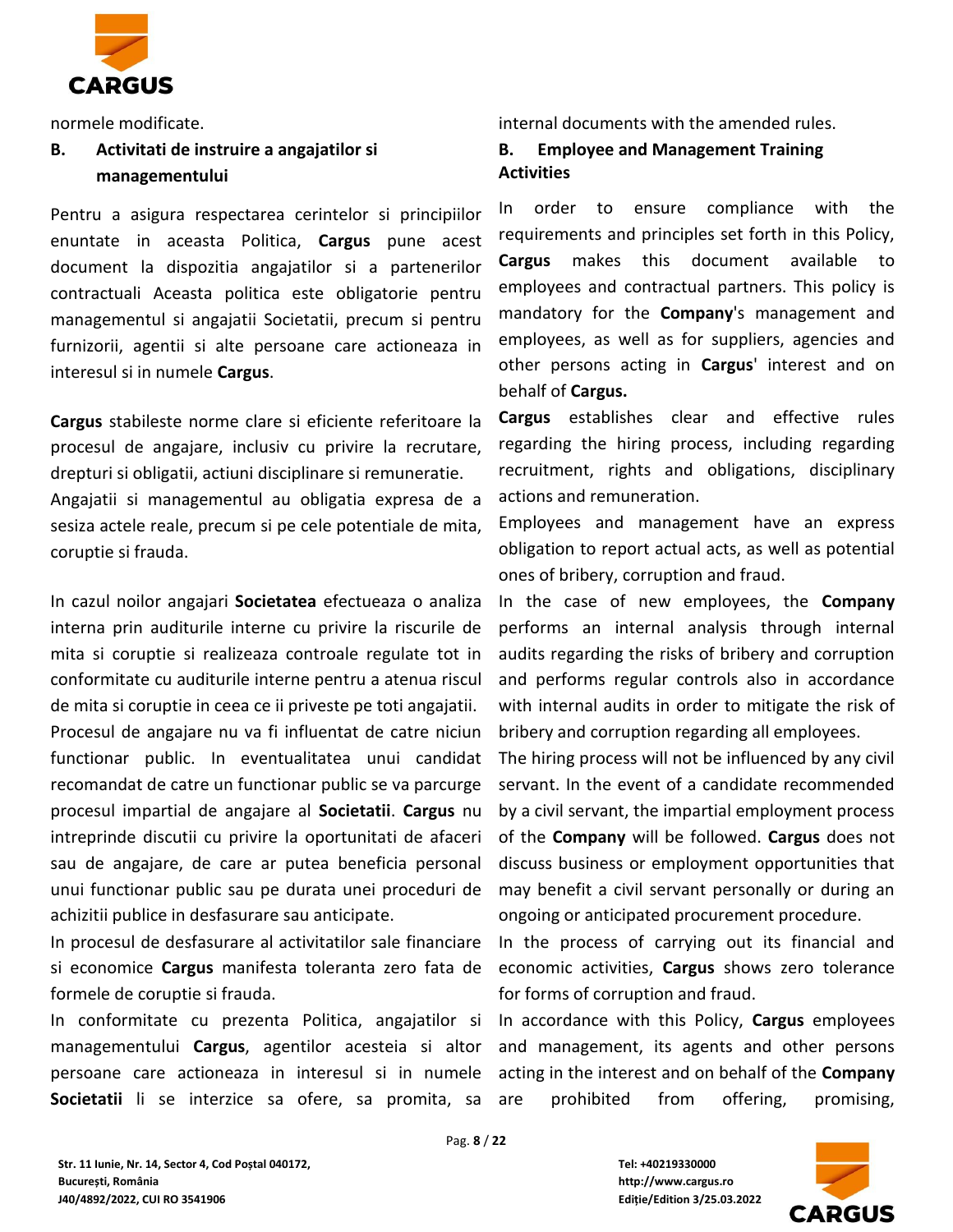normele modificate.

### B. Activitati de instruire a angajatilor si managementului

Pentru a asigura respectarea cerintelor si principiilor enuntate in aceasta Politica, **Cargus** pune acest document la dispozitia angajatilor si a partenerilor contractuali Aceasta politica este obligatorie pentru managementul si angajatii Societatii, precum si pentru furnizorii, agentii si alte persoane care actioneaza in interesul si in numele **Cargus**.

**Cargus** stabileste norme clare si eficiente referitoare la procesul de angajare, inclusiv cu privire la recrutare, drepturi si obligatii, actiuni disciplinare si remuneratie.
Angajatii si managementul au obligatia expresa de a sesiza actele reale, precum si pe cele potentiale de mita, coruptie si frauda.

In cazul noilor angajari **Societatea** efectueaza o analiza interna prin auditurile interne cu privire la riscurile de mita si coruptie si realizeaza controale regulate tot in conformitate cu auditurile interne pentru a atenua riscul de mita si coruptie in ceea ce ii priveste pe toti angajatii.
Procesul de angajare nu va fi influentat de catre niciun functionar public. In eventualitatea unui candidat recomandat de catre un functionar public se va parcurge procesul impartial de angajare al **Societatii**. **Cargus** nu intreprinde discutii cu privire la oportunitati de afaceri sau de angajare, de care ar putea beneficia personal unui functionar public sau pe durata unei proceduri de achizitii publice in desfasurare sau anticipate.
In procesul de desfasurare al activitatilor sale financiare si economice **Cargus** manifesta toleranta zero fata de formele de coruptie si frauda.
In conformitate cu prezenta Politica, angajatilor si managementului **Cargus**, agentilor acesteia si altor persoane care actioneaza in interesul si in numele **Societatii** li se interzice sa ofere, sa promita, sa

internal documents with the amended rules.

### B. Employee and Management Training Activities

In order to ensure compliance with the requirements and principles set forth in this Policy, **Cargus** makes this document available to employees and contractual partners. This policy is mandatory for the **Company**'s management and employees, as well as for suppliers, agencies and other persons acting in **Cargus**' interest and on behalf of **Cargus.**

**Cargus** establishes clear and effective rules regarding the hiring process, including regarding recruitment, rights and obligations, disciplinary actions and remuneration.
Employees and management have an express obligation to report actual acts, as well as potential ones of bribery, corruption and fraud.
In the case of new employees, the **Company** performs an internal analysis through internal audits regarding the risks of bribery and corruption and performs regular controls also in accordance with internal audits in order to mitigate the risk of bribery and corruption regarding all employees.
The hiring process will not be influenced by any civil servant. In the event of a candidate recommended by a civil servant, the impartial employment process of the **Company** will be followed. **Cargus** does not discuss business or employment opportunities that may benefit a civil servant personally or during an ongoing or anticipated procurement procedure.
In the process of carrying out its financial and economic activities, **Cargus** shows zero tolerance for forms of corruption and fraud.
In accordance with this Policy, **Cargus** employees and management, its agents and other persons acting in the interest and on behalf of the **Company** are prohibited from offering, promising,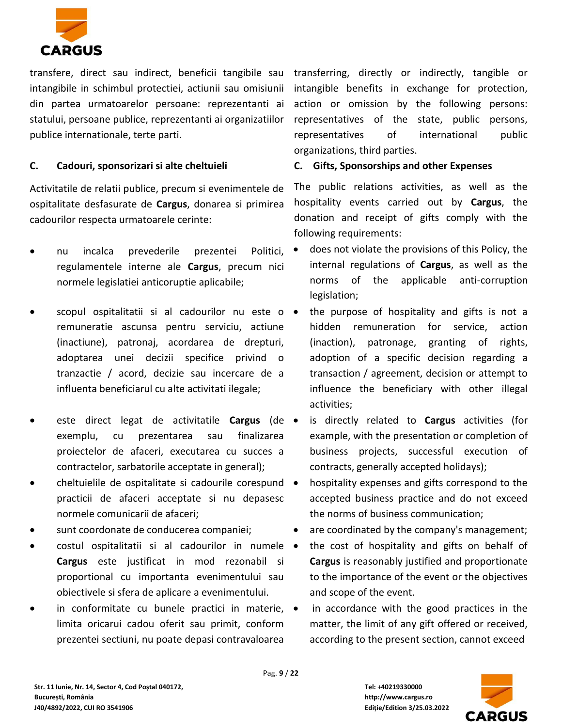transfere, direct sau indirect, beneficii tangibile sau intangibile in schimbul protectiei, actiunii sau omisiunii din partea urmatoarelor persoane: reprezentanti ai statului, persoane publice, reprezentanti ai organizatiilor publice internationale, terte parti.

transferring, directly or indirectly, tangible or intangible benefits in exchange for protection, action or omission by the following persons: representatives of the state, public persons, representatives of international public organizations, third parties.

## C. Cadouri, sponsorizari si alte cheltuieli

Activitatile de relatii publice, precum si evenimentele de ospitalitate desfasurate de **Cargus**, donarea si primirea cadourilor respecta urmatoarele cerinte:

- nu incalca prevederile prezentei Politici, regulamentele interne ale **Cargus**, precum nici normele legislatiei anticoruptie aplicabile;
- scopul ospitalitatii si al cadourilor nu este o remuneratie ascunsa pentru serviciu, actiune (inactiune), patronaj, acordarea de drepturi, adoptarea unei decizii specifice privind o tranzactie / acord, decizie sau incercare de a influenta beneficiarul cu alte activitati ilegale;
- este direct legat de activitatile **Cargus** (de exemplu, cu prezentarea sau finalizarea proiectelor de afaceri, executarea cu succes a contractelor, sarbatorile acceptate in general);
- cheltuielile de ospitalitate si cadourile corespund practicii de afaceri acceptate si nu depasesc normele comunicarii de afaceri;
- sunt coordonate de conducerea companiei;
- costul ospitalitatii si al cadourilor in numele **Cargus** este justificat in mod rezonabil si proportional cu importanta evenimentului sau obiectivele si sfera de aplicare a evenimentului.
- in conformitate cu bunele practici in materie, limita oricarui cadou oferit sau primit, conform prezentei sectiuni, nu poate depasi contravaloarea

## C. Gifts, Sponsorships and other Expenses

The public relations activities, as well as the hospitality events carried out by **Cargus**, the donation and receipt of gifts comply with the following requirements:

- does not violate the provisions of this Policy, the internal regulations of **Cargus**, as well as the norms of the applicable anti-corruption legislation;
- the purpose of hospitality and gifts is not a hidden remuneration for service, action (inaction), patronage, granting of rights, adoption of a specific decision regarding a transaction / agreement, decision or attempt to influence the beneficiary with other illegal activities;
- is directly related to **Cargus** activities (for example, with the presentation or completion of business projects, successful execution of contracts, generally accepted holidays);
- hospitality expenses and gifts correspond to the accepted business practice and do not exceed the norms of business communication;
- are coordinated by the company's management;
- the cost of hospitality and gifts on behalf of **Cargus** is reasonably justified and proportionate to the importance of the event or the objectives and scope of the event.
- in accordance with the good practices in the matter, the limit of any gift offered or received, according to the present section, cannot exceed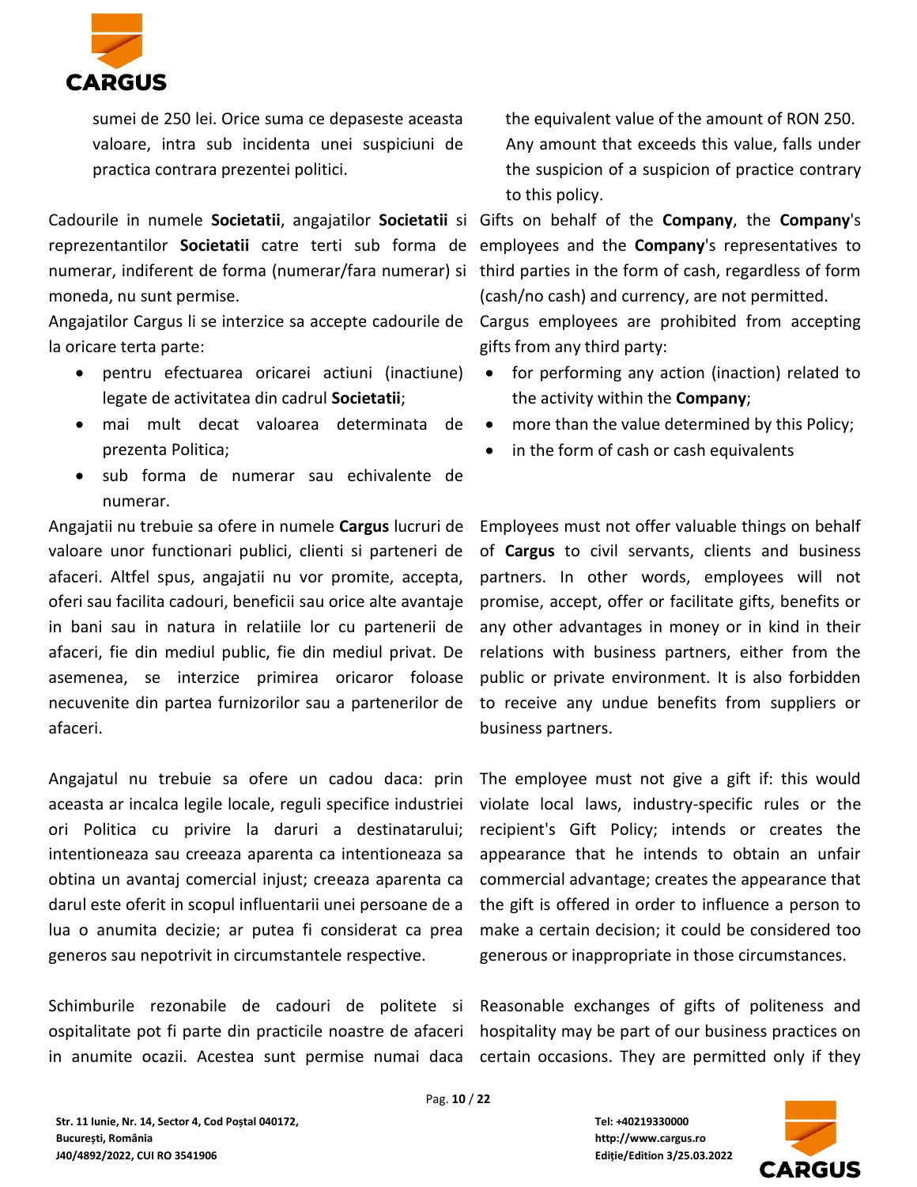sumei de 250 lei. Orice suma ce depaseste aceasta valoare, intra sub incidenta unei suspiciuni de practica contrara prezentei politici.

the equivalent value of the amount of RON 250. Any amount that exceeds this value, falls under the suspicion of a suspicion of practice contrary to this policy.

Cadourile in numele **Societatii**, angajatilor **Societatii** si reprezentantilor **Societatii** catre terti sub forma de numerar, indiferent de forma (numerar/fara numerar) si moneda, nu sunt permise.

Gifts on behalf of the **Company**, the **Company**'s employees and the **Company**'s representatives to third parties in the form of cash, regardless of form (cash/no cash) and currency, are not permitted.

Angajatilor Cargus li se interzice sa accepte cadourile de la oricare terta parte:

- pentru efectuarea oricarei actiuni (inactiune) legate de activitatea din cadrul **Societatii**;
- mai mult decat valoarea determinata de prezenta Politica;
- sub forma de numerar sau echivalente de numerar.

Cargus employees are prohibited from accepting gifts from any third party:

- for performing any action (inaction) related to the activity within the **Company**;
- more than the value determined by this Policy;
- in the form of cash or cash equivalents

Angajatii nu trebuie sa ofere in numele **Cargus** lucruri de valoare unor functionari publici, clienti si parteneri de afaceri. Altfel spus, angajatii nu vor promite, accepta, oferi sau facilita cadouri, beneficii sau orice alte avantaje in bani sau in natura in relatiile lor cu partenerii de afaceri, fie din mediul public, fie din mediul privat. De asemenea, se interzice primirea oricaror foloase necuvenite din partea furnizorilor sau a partenerilor de afaceri.

Employees must not offer valuable things on behalf of **Cargus** to civil servants, clients and business partners. In other words, employees will not promise, accept, offer or facilitate gifts, benefits or any other advantages in money or in kind in their relations with business partners, either from the public or private environment. It is also forbidden to receive any undue benefits from suppliers or business partners.

Angajatul nu trebuie sa ofere un cadou daca: prin aceasta ar incalca legile locale, reguli specifice industriei ori Politica cu privire la daruri a destinatarului; intentioneaza sau creeaza aparenta ca intentioneaza sa obtina un avantaj comercial injust; creeaza aparenta ca darul este oferit in scopul influentarii unei persoane de a lua o anumita decizie; ar putea fi considerat ca prea generos sau nepotrivit in circumstantele respective.

The employee must not give a gift if: this would violate local laws, industry-specific rules or the recipient's Gift Policy; intends or creates the appearance that he intends to obtain an unfair commercial advantage; creates the appearance that the gift is offered in order to influence a person to make a certain decision; it could be considered too generous or inappropriate in those circumstances.

Schimburile rezonabile de cadouri de politete si ospitalitate pot fi parte din practicile noastre de afaceri in anumite ocazii. Acestea sunt permise numai daca

Reasonable exchanges of gifts of politeness and hospitality may be part of our business practices on certain occasions. They are permitted only if they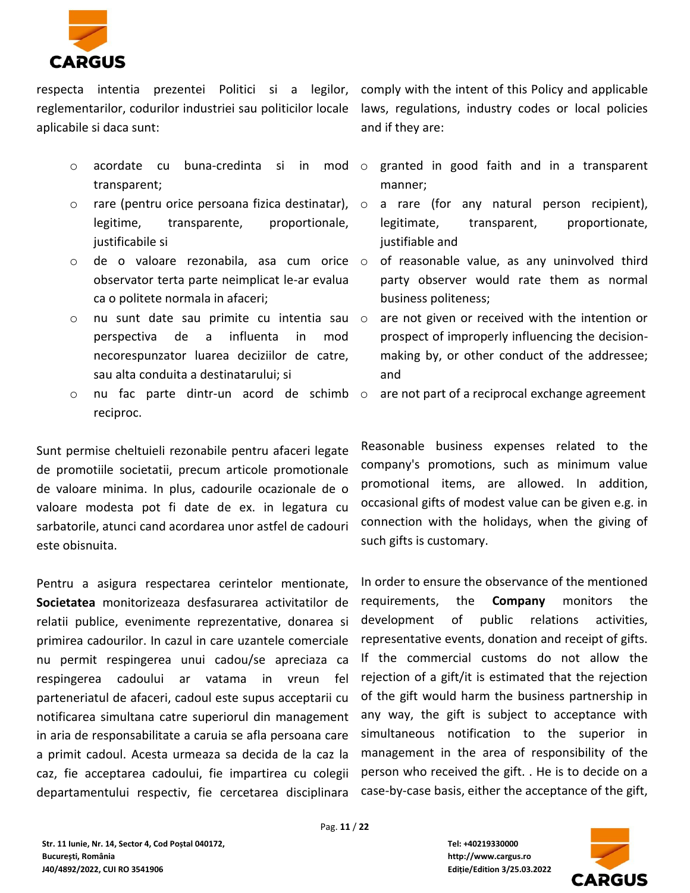respecta intentia prezentei Politici si a legilor, reglementarilor, codurilor industriei sau politicilor locale aplicabile si daca sunt:

- acordate cu buna-credinta si in mod transparent;
- rare (pentru orice persoana fizica destinatar), legitime, transparente, proportionale, justificabile si
- de o valoare rezonabila, asa cum orice observator terta parte neimplicat le-ar evalua ca o politete normala in afaceri;
- nu sunt date sau primite cu intentia sau perspectiva de a influenta in mod necorespunzator luarea deciziilor de catre, sau alta conduita a destinatarului; si
- nu fac parte dintr-un acord de schimb reciproc.

Sunt permise cheltuieli rezonabile pentru afaceri legate de promotiile societatii, precum articole promotionale de valoare minima. In plus, cadourile ocazionale de o valoare modesta pot fi date de ex. in legatura cu sarbatorile, atunci cand acordarea unor astfel de cadouri este obisnuita.

Pentru a asigura respectarea cerintelor mentionate, **Societatea** monitorizeaza desfasurarea activitatilor de relatii publice, evenimente reprezentative, donarea si primirea cadourilor. In cazul in care uzantele comerciale nu permit respingerea unui cadou/se apreciaza ca respingerea cadoului ar vatama in vreun fel parteneriatul de afaceri, cadoul este supus acceptarii cu notificarea simultana catre superiorul din management in aria de responsabilitate a caruia se afla persoana care a primit cadoul. Acesta urmeaza sa decida de la caz la caz, fie acceptarea cadoului, fie impartirea cu colegii departamentului respectiv, fie cercetarea disciplinara

comply with the intent of this Policy and applicable laws, regulations, industry codes or local policies and if they are:

- granted in good faith and in a transparent manner;
- a rare (for any natural person recipient), legitimate, transparent, proportionate, justifiable and
- of reasonable value, as any uninvolved third party observer would rate them as normal business politeness;
- are not given or received with the intention or prospect of improperly influencing the decision-making by, or other conduct of the addressee; and
- are not part of a reciprocal exchange agreement

Reasonable business expenses related to the company's promotions, such as minimum value promotional items, are allowed. In addition, occasional gifts of modest value can be given e.g. in connection with the holidays, when the giving of such gifts is customary.

In order to ensure the observance of the mentioned requirements, the **Company** monitors the development of public relations activities, representative events, donation and receipt of gifts. If the commercial customs do not allow the rejection of a gift/it is estimated that the rejection of the gift would harm the business partnership in any way, the gift is subject to acceptance with simultaneous notification to the superior in management in the area of responsibility of the person who received the gift. . He is to decide on a case-by-case basis, either the acceptance of the gift,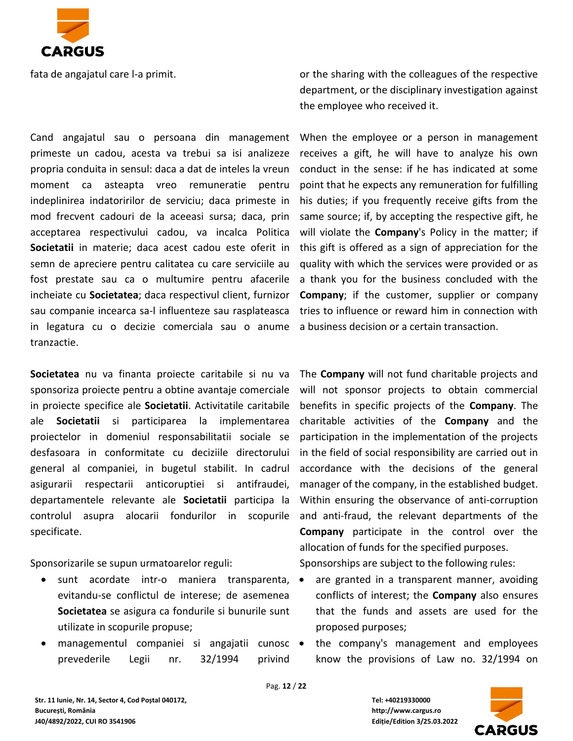fata de angajatul care l-a primit.

or the sharing with the colleagues of the respective department, or the disciplinary investigation against the employee who received it.

Cand angajatul sau o persoana din management primeste un cadou, acesta va trebui sa isi analizeze propria conduita in sensul: daca a dat de inteles la vreun moment ca asteapta vreo remuneratie pentru indeplinirea indatoririlor de serviciu; daca primeste in mod frecvent cadouri de la aceeasi sursa; daca, prin acceptarea respectivului cadou, va incalca Politica **Societatii** in materie; daca acest cadou este oferit in semn de apreciere pentru calitatea cu care serviciile au fost prestate sau ca o multumire pentru afacerile incheiate cu **Societatea**; daca respectivul client, furnizor sau companie incearca sa-l influenteze sau rasplateasca in legatura cu o decizie comerciala sau o anume tranzactie.

When the employee or a person in management receives a gift, he will have to analyze his own conduct in the sense: if he has indicated at some point that he expects any remuneration for fulfilling his duties; if you frequently receive gifts from the same source; if, by accepting the respective gift, he will violate the **Company**'s Policy in the matter; if this gift is offered as a sign of appreciation for the quality with which the services were provided or as a thank you for the business concluded with the **Company**; if the customer, supplier or company tries to influence or reward him in connection with a business decision or a certain transaction.

**Societatea** nu va finanta proiecte caritabile si nu va sponsoriza proiecte pentru a obtine avantaje comerciale in proiecte specifice ale **Societatii**. Activitatile caritabile ale **Societatii** si participarea la implementarea proiectelor in domeniul responsabilitatii sociale se desfasoara in conformitate cu deciziile directorului general al companiei, in bugetul stabilit. In cadrul asigurarii respectarii anticoruptiei si antifraudei, departamentele relevante ale **Societatii** participa la controlul asupra alocarii fondurilor in scopurile specificate.

The **Company** will not fund charitable projects and will not sponsor projects to obtain commercial benefits in specific projects of the **Company**. The charitable activities of the **Company** and the participation in the implementation of the projects in the field of social responsibility are carried out in accordance with the decisions of the general manager of the company, in the established budget. Within ensuring the observance of anti-corruption and anti-fraud, the relevant departments of the **Company** participate in the control over the allocation of funds for the specified purposes.

Sponsorizarile se supun urmatoarelor reguli:

- sunt acordate intr-o maniera transparenta, evitandu-se conflictul de interese; de asemenea **Societatea** se asigura ca fondurile si bunurile sunt utilizate in scopurile propuse;
- managementul companiei si angajatii cunosc prevederile Legii nr. 32/1994 privind

Sponsorships are subject to the following rules:

- are granted in a transparent manner, avoiding conflicts of interest; the **Company** also ensures that the funds and assets are used for the proposed purposes;
- the company's management and employees know the provisions of Law no. 32/1994 on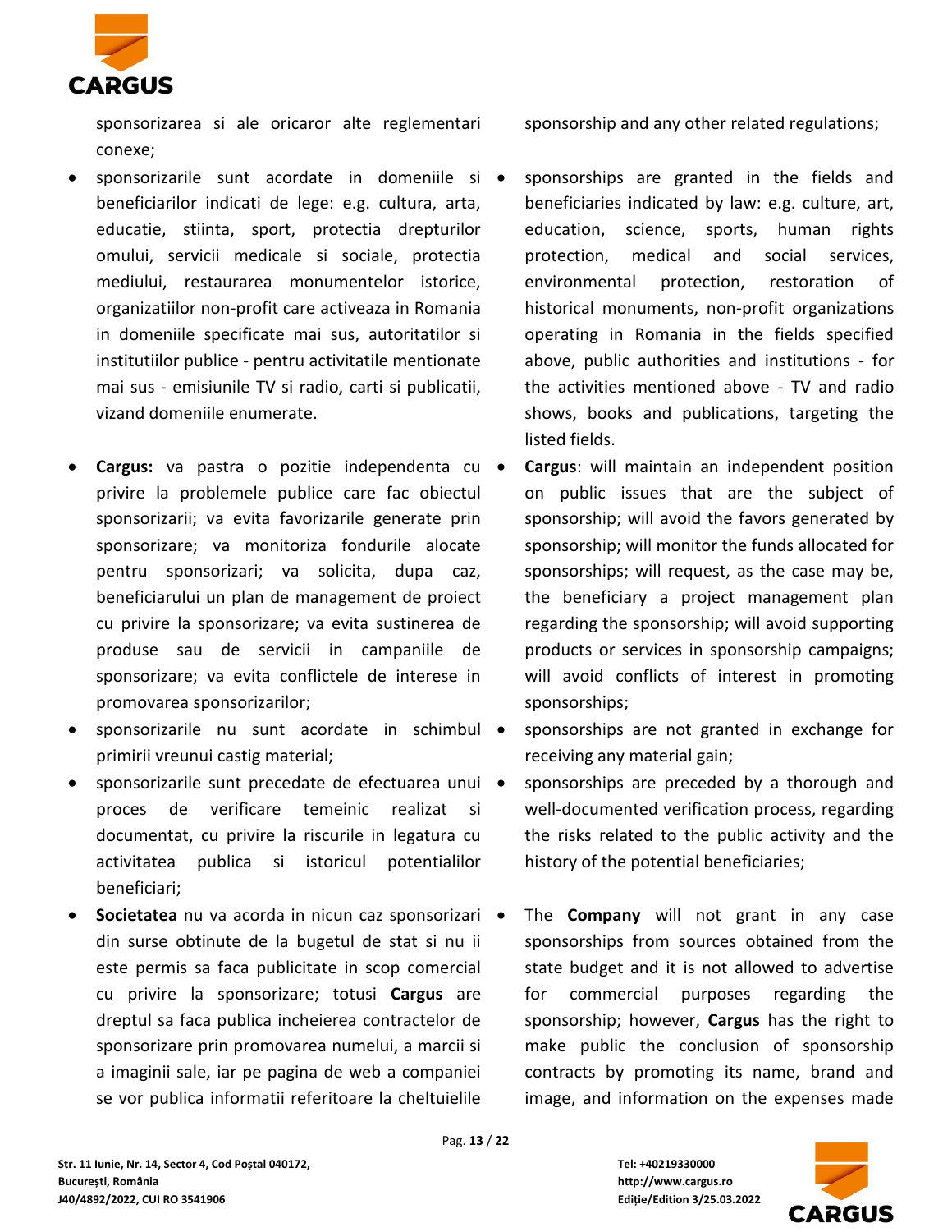sponsorizarea si ale oricaror alte reglementari conexe;

- sponsorizarile sunt acordate in domeniile si beneficiarilor indicati de lege: e.g. cultura, arta, educatie, stiinta, sport, protectia drepturilor omului, servicii medicale si sociale, protectia mediului, restaurarea monumentelor istorice, organizatiilor non-profit care activeaza in Romania in domeniile specificate mai sus, autoritatilor si institutiilor publice - pentru activitatile mentionate mai sus - emisiunile TV si radio, carti si publicatii, vizand domeniile enumerate.
- **Cargus:** va pastra o pozitie independenta cu privire la problemele publice care fac obiectul sponsorizarii; va evita favorizarile generate prin sponsorizare; va monitoriza fondurile alocate pentru sponsorizari; va solicita, dupa caz, beneficiarului un plan de management de proiect cu privire la sponsorizare; va evita sustinerea de produse sau de servicii in campaniile de sponsorizare; va evita conflictele de interese in promovarea sponsorizarilor;
- sponsorizarile nu sunt acordate in schimbul primirii vreunui castig material;
- sponsorizarile sunt precedate de efectuarea unui proces de verificare temeinic realizat si documentat, cu privire la riscurile in legatura cu activitatea publica si istoricul potentialilor beneficiari;
- **Societatea** nu va acorda in nicun caz sponsorizari din surse obtinute de la bugetul de stat si nu ii este permis sa faca publicitate in scop comercial cu privire la sponsorizare; totusi **Cargus** are dreptul sa faca publica incheierea contractelor de sponsorizare prin promovarea numelui, a marcii si a imaginii sale, iar pe pagina de web a companiei se vor publica informatii referitoare la cheltuielile

sponsorship and any other related regulations;

- sponsorships are granted in the fields and beneficiaries indicated by law: e.g. culture, art, education, science, sports, human rights protection, medical and social services, environmental protection, restoration of historical monuments, non-profit organizations operating in Romania in the fields specified above, public authorities and institutions - for the activities mentioned above - TV and radio shows, books and publications, targeting the listed fields.
- **Cargus**: will maintain an independent position on public issues that are the subject of sponsorship; will avoid the favors generated by sponsorship; will monitor the funds allocated for sponsorships; will request, as the case may be, the beneficiary a project management plan regarding the sponsorship; will avoid supporting products or services in sponsorship campaigns; will avoid conflicts of interest in promoting sponsorships;
- sponsorships are not granted in exchange for receiving any material gain;
- sponsorships are preceded by a thorough and well-documented verification process, regarding the risks related to the public activity and the history of the potential beneficiaries;
- The **Company** will not grant in any case sponsorships from sources obtained from the state budget and it is not allowed to advertise for commercial purposes regarding the sponsorship; however, **Cargus** has the right to make public the conclusion of sponsorship contracts by promoting its name, brand and image, and information on the expenses made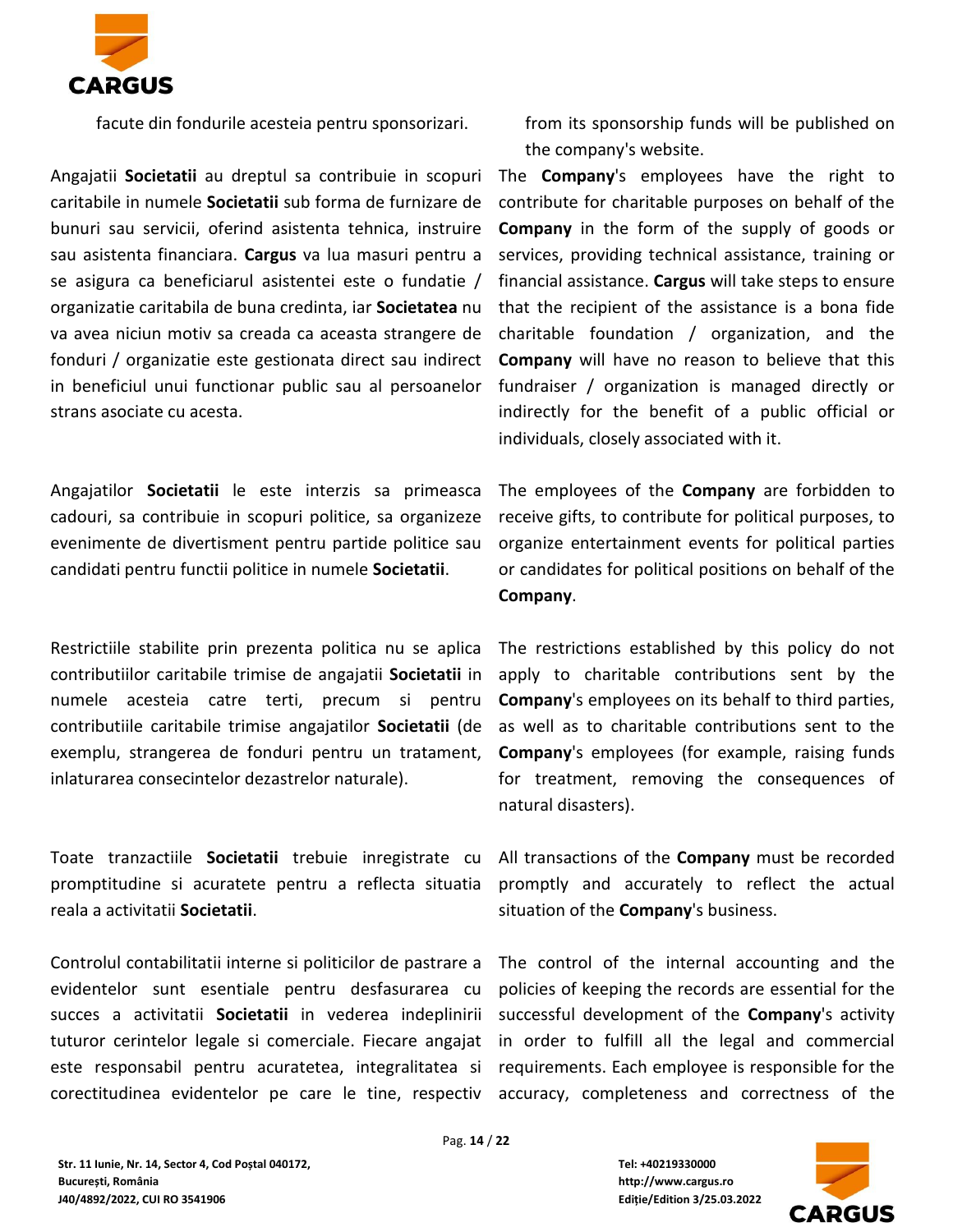facute din fondurile acesteia pentru sponsorizari.

from its sponsorship funds will be published on the company's website.

Angajatii **Societatii** au dreptul sa contribuie in scopuri caritabile in numele **Societatii** sub forma de furnizare de bunuri sau servicii, oferind asistenta tehnica, instruire sau asistenta financiara. **Cargus** va lua masuri pentru a se asigura ca beneficiarul asistentei este o fundatie / organizatie caritabila de buna credinta, iar **Societatea** nu va avea niciun motiv sa creada ca aceasta strangere de fonduri / organizatie este gestionata direct sau indirect in beneficiul unui functionar public sau al persoanelor strans asociate cu acesta.

The **Company**'s employees have the right to contribute for charitable purposes on behalf of the **Company** in the form of the supply of goods or services, providing technical assistance, training or financial assistance. **Cargus** will take steps to ensure that the recipient of the assistance is a bona fide charitable foundation / organization, and the **Company** will have no reason to believe that this fundraiser / organization is managed directly or indirectly for the benefit of a public official or individuals, closely associated with it.

Angajatilor **Societatii** le este interzis sa primeasca cadouri, sa contribuie in scopuri politice, sa organizeze evenimente de divertisment pentru partide politice sau candidati pentru functii politice in numele **Societatii**.

The employees of the **Company** are forbidden to receive gifts, to contribute for political purposes, to organize entertainment events for political parties or candidates for political positions on behalf of the **Company**.

Restrictiile stabilite prin prezenta politica nu se aplica contributiilor caritabile trimise de angajatii **Societatii** in numele acesteia catre terti, precum si pentru contributiile caritabile trimise angajatilor **Societatii** (de exemplu, strangerea de fonduri pentru un tratament, inlaturarea consecintelor dezastrelor naturale).

The restrictions established by this policy do not apply to charitable contributions sent by the **Company**'s employees on its behalf to third parties, as well as to charitable contributions sent to the **Company**'s employees (for example, raising funds for treatment, removing the consequences of natural disasters).

Toate tranzactiile **Societatii** trebuie inregistrate cu promptitudine si acuratete pentru a reflecta situatia reala a activitatii **Societatii**.

All transactions of the **Company** must be recorded promptly and accurately to reflect the actual situation of the **Company**'s business.

Controlul contabilitatii interne si politicilor de pastrare a evidentelor sunt esentiale pentru desfasurarea cu succes a activitatii **Societatii** in vederea indeplinirii tuturor cerintelor legale si comerciale. Fiecare angajat este responsabil pentru acuratetea, integralitatea si corectitudinea evidentelor pe care le tine, respectiv

The control of the internal accounting and the policies of keeping the records are essential for the successful development of the **Company**'s activity in order to fulfill all the legal and commercial requirements. Each employee is responsible for the accuracy, completeness and correctness of the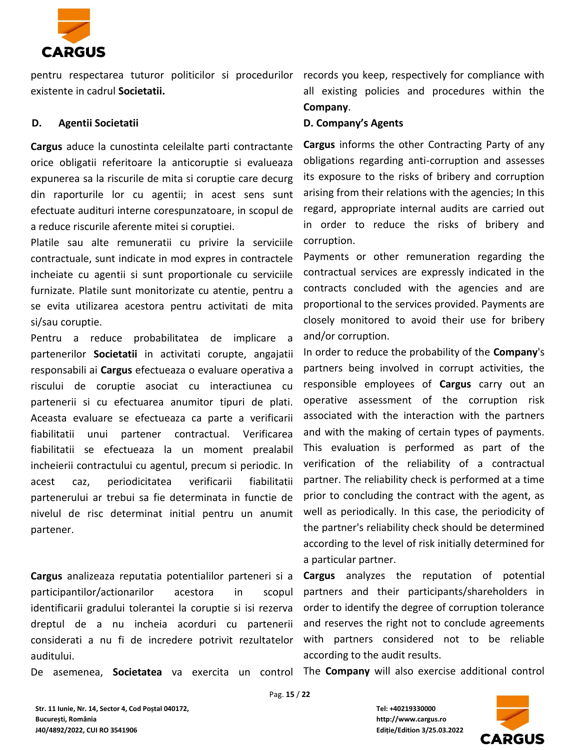pentru respectarea tuturor politicilor si procedurilor existente in cadrul **Societatii.**

### D. Agentii Societatii

**Cargus** aduce la cunostinta celeilalte parti contractante orice obligatii referitoare la anticoruptie si evalueaza expunerea sa la riscurile de mita si coruptie care decurg din raporturile lor cu agentii; in acest sens sunt efectuate audituri interne corespunzatoare, in scopul de a reduce riscurile aferente mitei si coruptiei.

Platile sau alte remuneratii cu privire la serviciile contractuale, sunt indicate in mod expres in contractele incheiate cu agentii si sunt proportionale cu serviciile furnizate. Platile sunt monitorizate cu atentie, pentru a se evita utilizarea acestora pentru activitati de mita si/sau coruptie.

Pentru a reduce probabilitatea de implicare a partenerilor **Societatii** in activitati corupte, angajatii responsabili ai **Cargus** efectueaza o evaluare operativa a riscului de coruptie asociat cu interactiunea cu partenerii si cu efectuarea anumitor tipuri de plati. Aceasta evaluare se efectueaza ca parte a verificarii fiabilitatii unui partener contractual. Verificarea fiabilitatii se efectueaza la un moment prealabil incheierii contractului cu agentul, precum si periodic. In acest caz, periodicitatea verificarii fiabilitatii partenerului ar trebui sa fie determinata in functie de nivelul de risc determinat initial pentru un anumit partener.

**Cargus** analizeaza reputatia potentialilor parteneri si a participantilor/actionarilor acestora in scopul identificarii gradului tolerantei la coruptie si isi rezerva dreptul de a nu incheia acorduri cu partenerii considerati a nu fi de incredere potrivit rezultatelor auditului.

De asemenea, **Societatea** va exercita un control

records you keep, respectively for compliance with all existing policies and procedures within the **Company**.

### D. Company's Agents

**Cargus** informs the other Contracting Party of any obligations regarding anti-corruption and assesses its exposure to the risks of bribery and corruption arising from their relations with the agencies; In this regard, appropriate internal audits are carried out in order to reduce the risks of bribery and corruption.

Payments or other remuneration regarding the contractual services are expressly indicated in the contracts concluded with the agencies and are proportional to the services provided. Payments are closely monitored to avoid their use for bribery and/or corruption.

In order to reduce the probability of the **Company**'s partners being involved in corrupt activities, the responsible employees of **Cargus** carry out an operative assessment of the corruption risk associated with the interaction with the partners and with the making of certain types of payments. This evaluation is performed as part of the verification of the reliability of a contractual partner. The reliability check is performed at a time prior to concluding the contract with the agent, as well as periodically. In this case, the periodicity of the partner's reliability check should be determined according to the level of risk initially determined for a particular partner.

**Cargus** analyzes the reputation of potential partners and their participants/shareholders in order to identify the degree of corruption tolerance and reserves the right not to conclude agreements with partners considered not to be reliable according to the audit results.

The **Company** will also exercise additional control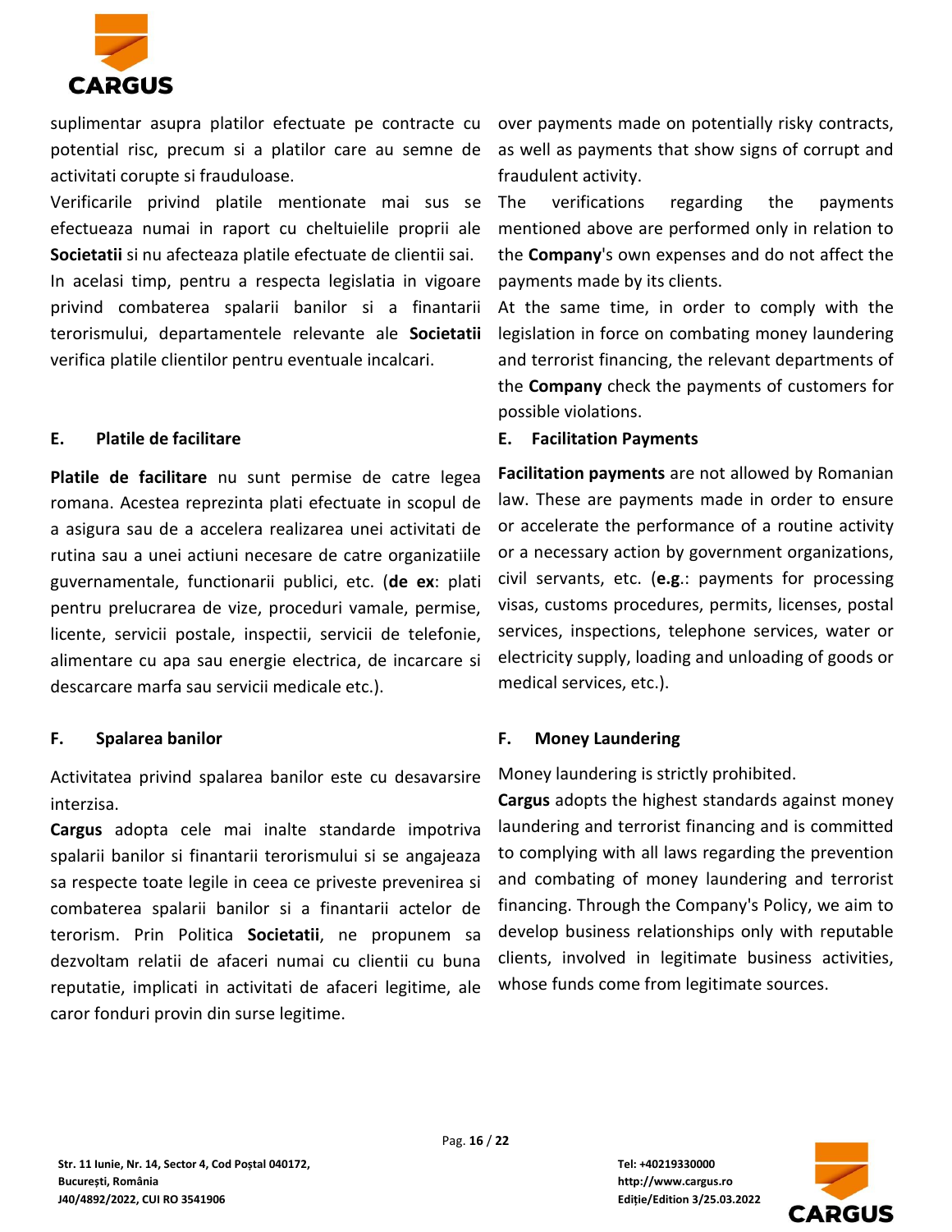suplimentar asupra platilor efectuate pe contracte cu potential risc, precum si a platilor care au semne de activitati corupte si frauduloase.

Verificarile privind platile mentionate mai sus se efectueaza numai in raport cu cheltuielile proprii ale **Societatii** si nu afecteaza platile efectuate de clientii sai.

In acelasi timp, pentru a respecta legislatia in vigoare privind combaterea spalarii banilor si a finantarii terorismului, departamentele relevante ale **Societatii** verifica platile clientilor pentru eventuale incalcari.

over payments made on potentially risky contracts, as well as payments that show signs of corrupt and fraudulent activity.

The verifications regarding the payments mentioned above are performed only in relation to the **Company**'s own expenses and do not affect the payments made by its clients.

At the same time, in order to comply with the legislation in force on combating money laundering and terrorist financing, the relevant departments of the **Company** check the payments of customers for possible violations.

## E. Platile de facilitare

**Platile de facilitare** nu sunt permise de catre legea romana. Acestea reprezinta plati efectuate in scopul de a asigura sau de a accelera realizarea unei activitati de rutina sau a unei actiuni necesare de catre organizatiile guvernamentale, functionarii publici, etc. (**de ex**: plati pentru prelucrarea de vize, proceduri vamale, permise, licente, servicii postale, inspectii, servicii de telefonie, alimentare cu apa sau energie electrica, de incarcare si descarcare marfa sau servicii medicale etc.).

## E. Facilitation Payments

**Facilitation payments** are not allowed by Romanian law. These are payments made in order to ensure or accelerate the performance of a routine activity or a necessary action by government organizations, civil servants, etc. (**e.g.**: payments for processing visas, customs procedures, permits, licenses, postal services, inspections, telephone services, water or electricity supply, loading and unloading of goods or medical services, etc.).

## F. Spalarea banilor

Activitatea privind spalarea banilor este cu desavarsire interzisa.

**Cargus** adopta cele mai inalte standarde impotriva spalarii banilor si finantarii terorismului si se angajeaza sa respecte toate legile in ceea ce priveste prevenirea si combaterea spalarii banilor si a finantarii actelor de terorism. Prin Politica **Societatii**, ne propunem sa dezvoltam relatii de afaceri numai cu clientii cu buna reputatie, implicati in activitati de afaceri legitime, ale caror fonduri provin din surse legitime.

## F. Money Laundering

Money laundering is strictly prohibited.

**Cargus** adopts the highest standards against money laundering and terrorist financing and is committed to complying with all laws regarding the prevention and combating of money laundering and terrorist financing. Through the Company's Policy, we aim to develop business relationships only with reputable clients, involved in legitimate business activities, whose funds come from legitimate sources.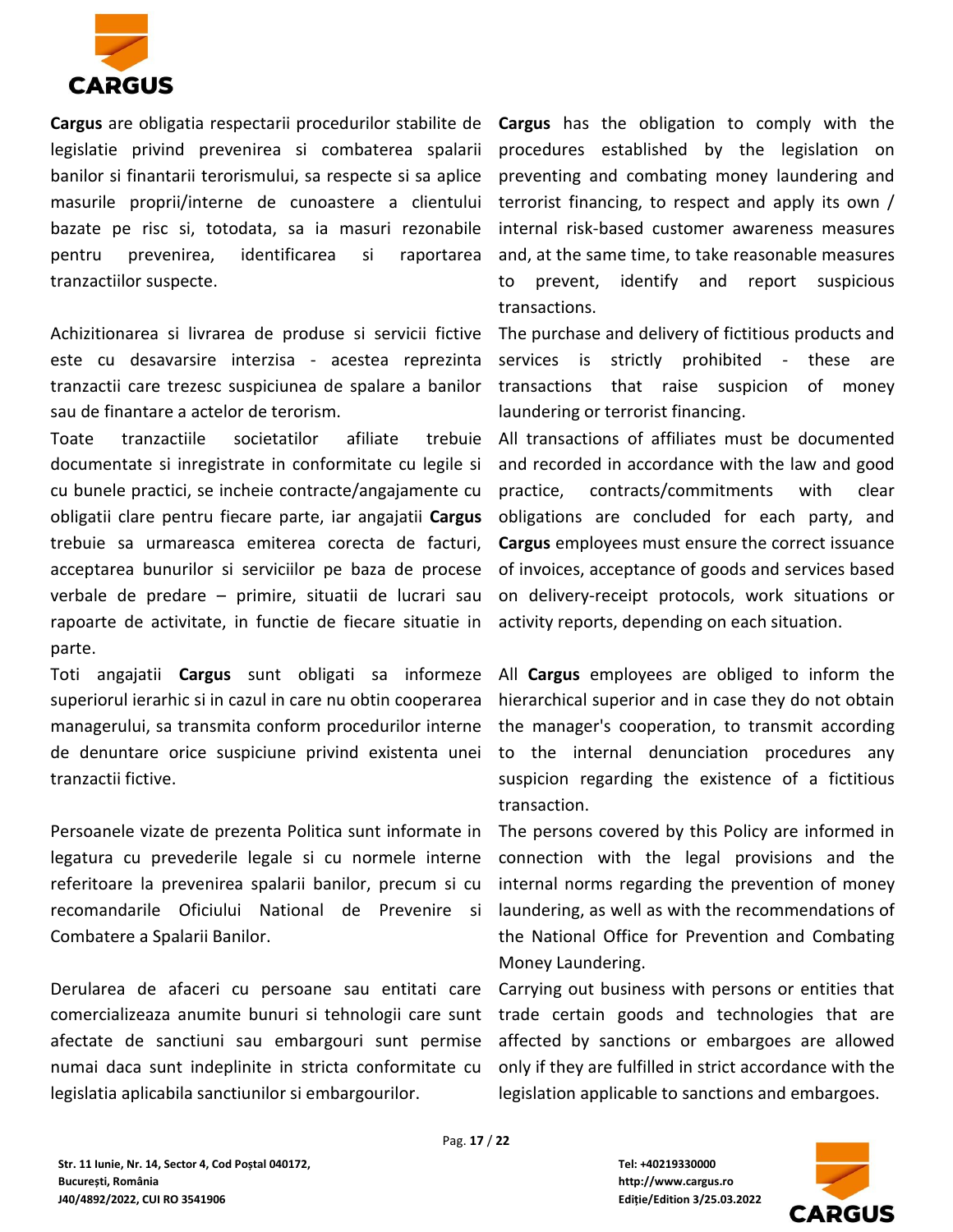**Cargus** are obligatia respectarii procedurilor stabilite de legislatie privind prevenirea si combaterea spalarii banilor si finantarii terorismului, sa respecte si sa aplice masurile proprii/interne de cunoastere a clientului bazate pe risc si, totodata, sa ia masuri rezonabile pentru prevenirea, identificarea si raportarea tranzactiilor suspecte.

**Cargus** has the obligation to comply with the procedures established by the legislation on preventing and combating money laundering and terrorist financing, to respect and apply its own / internal risk-based customer awareness measures and, at the same time, to take reasonable measures to prevent, identify and report suspicious transactions.

Achizitionarea si livrarea de produse si servicii fictive este cu desavarsire interzisa - acestea reprezinta tranzactii care trezesc suspiciunea de spalare a banilor sau de finantare a actelor de terorism.

The purchase and delivery of fictitious products and services is strictly prohibited - these are transactions that raise suspicion of money laundering or terrorist financing.

Toate tranzactiile societatilor afiliate trebuie documentate si inregistrate in conformitate cu legile si cu bunele practici, se incheie contracte/angajamente cu obligatii clare pentru fiecare parte, iar angajatii **Cargus** trebuie sa urmareasca emiterea corecta de facturi, acceptarea bunurilor si serviciilor pe baza de procese verbale de predare – primire, situatii de lucrari sau rapoarte de activitate, in functie de fiecare situatie in parte.

All transactions of affiliates must be documented and recorded in accordance with the law and good practice, contracts/commitments with clear obligations are concluded for each party, and **Cargus** employees must ensure the correct issuance of invoices, acceptance of goods and services based on delivery-receipt protocols, work situations or activity reports, depending on each situation.

Toti angajatii **Cargus** sunt obligati sa informeze superiorul ierarhic si in cazul in care nu obtin cooperarea managerului, sa transmita conform procedurilor interne de denuntare orice suspiciune privind existenta unei tranzactii fictive.

All **Cargus** employees are obliged to inform the hierarchical superior and in case they do not obtain the manager's cooperation, to transmit according to the internal denunciation procedures any suspicion regarding the existence of a fictitious transaction.

Persoanele vizate de prezenta Politica sunt informate in legatura cu prevederile legale si cu normele interne referitoare la prevenirea spalarii banilor, precum si cu recomandarile Oficiului National de Prevenire si Combatere a Spalarii Banilor.

The persons covered by this Policy are informed in connection with the legal provisions and the internal norms regarding the prevention of money laundering, as well as with the recommendations of the National Office for Prevention and Combating Money Laundering.

Derularea de afaceri cu persoane sau entitati care comercializeaza anumite bunuri si tehnologii care sunt afectate de sanctiuni sau embargouri sunt permise numai daca sunt indeplinite in stricta conformitate cu legislatia aplicabila sanctiunilor si embargourilor.

Carrying out business with persons or entities that trade certain goods and technologies that are affected by sanctions or embargoes are allowed only if they are fulfilled in strict accordance with the legislation applicable to sanctions and embargoes.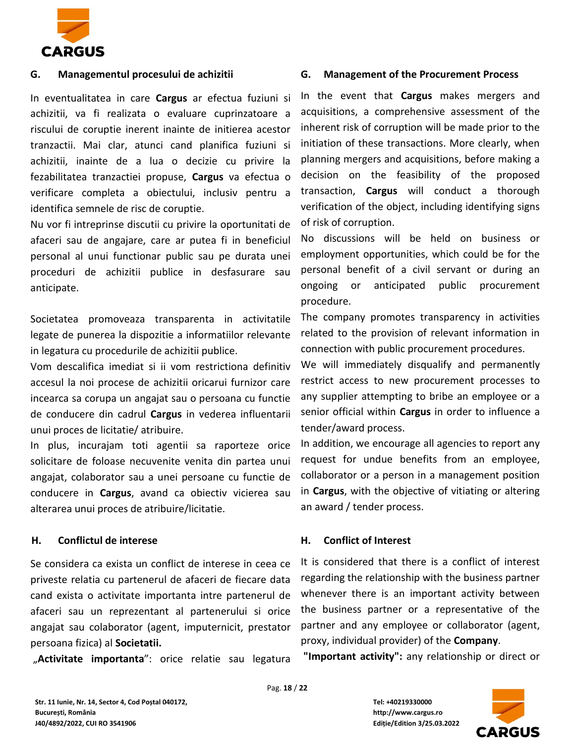## G. Managementul procesului de achizitii

In eventualitatea in care **Cargus** ar efectua fuziuni si achizitii, va fi realizata o evaluare cuprinzatoare a riscului de coruptie inerent inainte de initierea acestor tranzactii. Mai clar, atunci cand planifica fuziuni si achizitii, inainte de a lua o decizie cu privire la fezabilitatea tranzactiei propuse, **Cargus** va efectua o verificare completa a obiectului, inclusiv pentru a identifica semnele de risc de coruptie.

Nu vor fi intreprinse discutii cu privire la oportunitati de afaceri sau de angajare, care ar putea fi in beneficiul personal al unui functionar public sau pe durata unei proceduri de achizitii publice in desfasurare sau anticipate.

Societatea promoveaza transparenta in activitatile legate de punerea la dispozitie a informatiilor relevante in legatura cu procedurile de achizitii publice.

Vom descalifica imediat si ii vom restrictiona definitiv accesul la noi procese de achizitii oricarui furnizor care incearca sa corupa un angajat sau o persoana cu functie de conducere din cadrul **Cargus** in vederea influentarii unui proces de licitatie/ atribuire.

In plus, incurajam toti agentii sa raporteze orice solicitare de foloase necuvenite venita din partea unui angajat, colaborator sau a unei persoane cu functie de conducere in **Cargus**, avand ca obiectiv vicierea sau alterarea unui proces de atribuire/licitatie.

## H. Conflictul de interese

Se considera ca exista un conflict de interese in ceea ce priveste relatia cu partenerul de afaceri de fiecare data cand exista o activitate importanta intre partenerul de afaceri sau un reprezentant al partenerului si orice angajat sau colaborator (agent, imputernicit, prestator persoana fizica) al **Societatii.**

„**Activitate importanta**": orice relatie sau legatura

## G. Management of the Procurement Process

In the event that **Cargus** makes mergers and acquisitions, a comprehensive assessment of the inherent risk of corruption will be made prior to the initiation of these transactions. More clearly, when planning mergers and acquisitions, before making a decision on the feasibility of the proposed transaction, **Cargus** will conduct a thorough verification of the object, including identifying signs of risk of corruption.

No discussions will be held on business or employment opportunities, which could be for the personal benefit of a civil servant or during an ongoing or anticipated public procurement procedure.

The company promotes transparency in activities related to the provision of relevant information in connection with public procurement procedures.

We will immediately disqualify and permanently restrict access to new procurement processes to any supplier attempting to bribe an employee or a senior official within **Cargus** in order to influence a tender/award process.

In addition, we encourage all agencies to report any request for undue benefits from an employee, collaborator or a person in a management position in **Cargus**, with the objective of vitiating or altering an award / tender process.

## H. Conflict of Interest

It is considered that there is a conflict of interest regarding the relationship with the business partner whenever there is an important activity between the business partner or a representative of the partner and any employee or collaborator (agent, proxy, individual provider) of the **Company**.

**"Important activity":** any relationship or direct or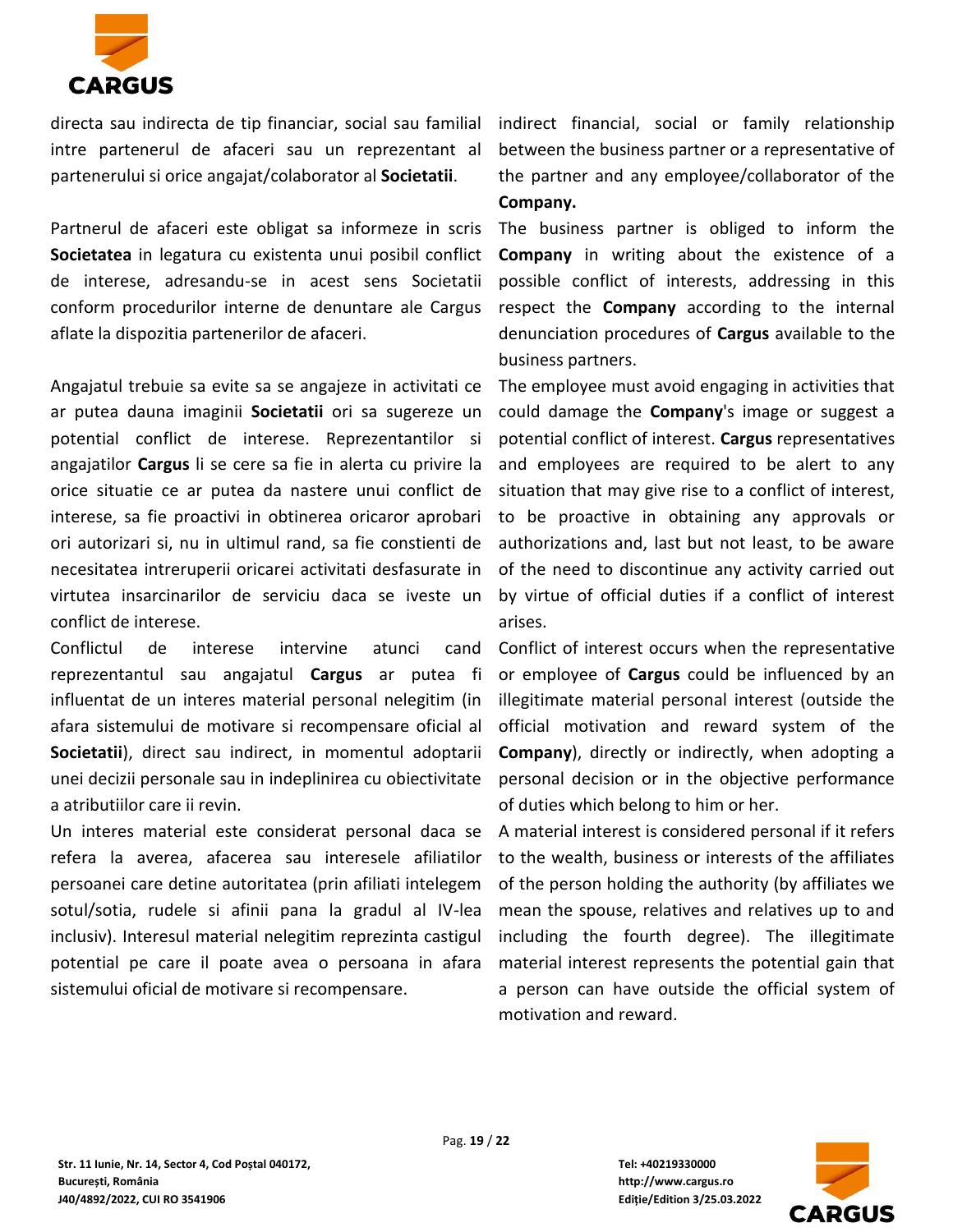directa sau indirecta de tip financiar, social sau familial intre partenerul de afaceri sau un reprezentant al partenerului si orice angajat/colaborator al **Societatii**.

indirect financial, social or family relationship between the business partner or a representative of the partner and any employee/collaborator of the **Company.**

Partnerul de afaceri este obligat sa informeze in scris **Societatea** in legatura cu existenta unui posibil conflict de interese, adresandu-se in acest sens Societatii conform procedurilor interne de denuntare ale Cargus aflate la dispozitia partenerilor de afaceri.

The business partner is obliged to inform the **Company** in writing about the existence of a possible conflict of interests, addressing in this respect the **Company** according to the internal denunciation procedures of **Cargus** available to the business partners.

Angajatul trebuie sa evite sa se angajeze in activitati ce ar putea dauna imaginii **Societatii** ori sa sugereze un potential conflict de interese. Reprezentantilor si angajatilor **Cargus** li se cere sa fie in alerta cu privire la orice situatie ce ar putea da nastere unui conflict de interese, sa fie proactivi in obtinerea oricaror aprobari ori autorizari si, nu in ultimul rand, sa fie constienti de necesitatea intreruperii oricarei activitati desfasurate in virtutea insarcinarilor de serviciu daca se iveste un conflict de interese.

The employee must avoid engaging in activities that could damage the **Company**'s image or suggest a potential conflict of interest. **Cargus** representatives and employees are required to be alert to any situation that may give rise to a conflict of interest, to be proactive in obtaining any approvals or authorizations and, last but not least, to be aware of the need to discontinue any activity carried out by virtue of official duties if a conflict of interest arises.

Conflictul de interese intervine atunci cand reprezentantul sau angajatul **Cargus** ar putea fi influentat de un interes material personal nelegitim (in afara sistemului de motivare si recompensare oficial al **Societatii**), direct sau indirect, in momentul adoptarii unei decizii personale sau in indeplinirea cu obiectivitate a atributiilor care ii revin.

Conflict of interest occurs when the representative or employee of **Cargus** could be influenced by an illegitimate material personal interest (outside the official motivation and reward system of the **Company**), directly or indirectly, when adopting a personal decision or in the objective performance of duties which belong to him or her.

Un interes material este considerat personal daca se refera la averea, afacerea sau interesele afiliatilor persoanei care detine autoritatea (prin afiliati intelegem sotul/sotia, rudele si afinii pana la gradul al IV-lea inclusiv). Interesul material nelegitim reprezinta castigul potential pe care il poate avea o persoana in afara sistemului oficial de motivare si recompensare.

A material interest is considered personal if it refers to the wealth, business or interests of the affiliates of the person holding the authority (by affiliates we mean the spouse, relatives and relatives up to and including the fourth degree). The illegitimate material interest represents the potential gain that a person can have outside the official system of motivation and reward.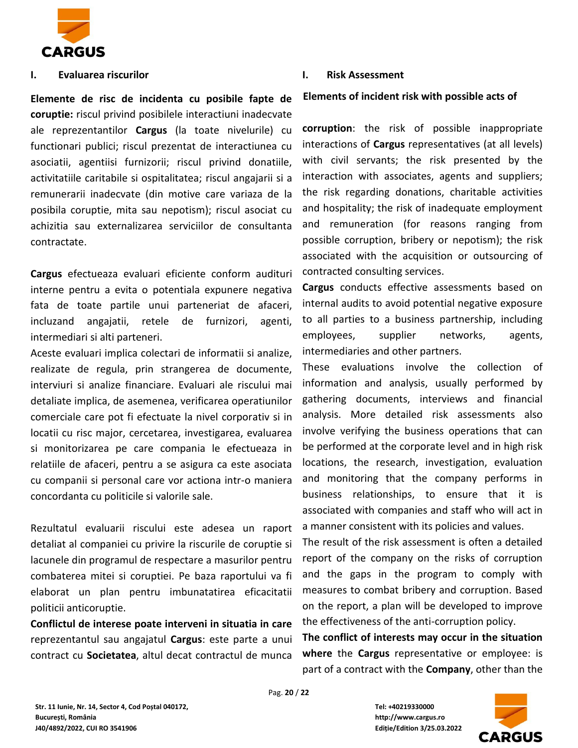## I. Evaluarea riscurilor

**Elemente de risc de incidenta cu posibile fapte de coruptie:** riscul privind posibilele interactiuni inadecvate ale reprezentantilor **Cargus** (la toate nivelurile) cu functionari publici; riscul prezentat de interactiunea cu asociatii, agentiisi furnizorii; riscul privind donatiile, activitatiile caritabile si ospitalitatea; riscul angajarii si a remunerarii inadecvate (din motive care variaza de la posibila coruptie, mita sau nepotism); riscul asociat cu achizitia sau externalizarea serviciilor de consultanta contractate.

**Cargus** efectueaza evaluari eficiente conform auditurí interne pentru a evita o potentiala expunere negativa fata de toate partile unui parteneriat de afaceri, incluzand angajatii, retele de furnizori, agenti, intermediari si alti parteneri.

Aceste evaluari implica colectari de informatii si analize, realizate de regula, prin strangerea de documente, interviuri si analize financiare. Evaluari ale riscului mai detaliate implica, de asemenea, verificarea operatiunilor comerciale care pot fi efectuate la nivel corporativ si in locatii cu risc major, cercetarea, investigarea, evaluarea si monitorizarea pe care compania le efectueaza in relatiile de afaceri, pentru a se asigura ca este asociata cu companii si personal care vor actiona intr-o maniera concordanta cu politicile si valorile sale.

Rezultatul evaluarii riscului este adesea un raport detaliat al companiei cu privire la riscurile de coruptie si lacunele din programul de respectare a masurilor pentru combaterea mitei si coruptiei. Pe baza raportului va fi elaborat un plan pentru imbunatatirea eficacitatii politicii anticoruptie.

**Conflictul de interese poate interveni in situatia in care** reprezentantul sau angajatul **Cargus**: este parte a unui contract cu **Societatea**, altul decat contractul de munca

## I. Risk Assessment

**Elements of incident risk with possible acts of corruption**: the risk of possible inappropriate interactions of **Cargus** representatives (at all levels) with civil servants; the risk presented by the interaction with associates, agents and suppliers; the risk regarding donations, charitable activities and hospitality; the risk of inadequate employment and remuneration (for reasons ranging from possible corruption, bribery or nepotism); the risk associated with the acquisition or outsourcing of contracted consulting services.

**Cargus** conducts effective assessments based on internal audits to avoid potential negative exposure to all parties to a business partnership, including employees, supplier networks, agents, intermediaries and other partners.

These evaluations involve the collection of information and analysis, usually performed by gathering documents, interviews and financial analysis. More detailed risk assessments also involve verifying the business operations that can be performed at the corporate level and in high risk locations, the research, investigation, evaluation and monitoring that the company performs in business relationships, to ensure that it is associated with companies and staff who will act in a manner consistent with its policies and values.

The result of the risk assessment is often a detailed report of the company on the risks of corruption and the gaps in the program to comply with measures to combat bribery and corruption. Based on the report, a plan will be developed to improve the effectiveness of the anti-corruption policy.

**The conflict of interests may occur in the situation where** the **Cargus** representative or employee: is part of a contract with the **Company**, other than the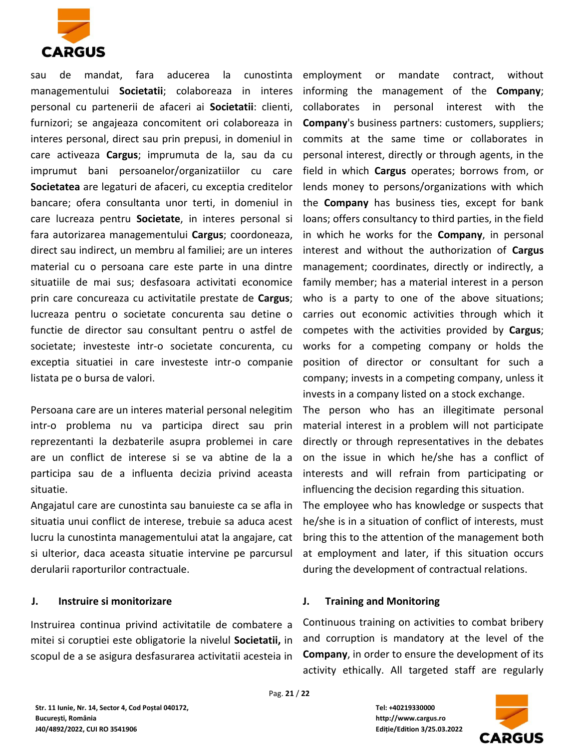sau de mandat, fara aducerea la cunostinta managementului **Societatii**; colaboreaza in interes personal cu partenerii de afaceri ai **Societatii**: clienti, furnizori; se angajeaza concomitent ori colaboreaza in interes personal, direct sau prin prepusi, in domeniul in care activeaza **Cargus**; imprumuta de la, sau da cu imprumut bani persoanelor/organizatiilor cu care **Societatea** are legaturi de afaceri, cu exceptia creditelor bancare; ofera consultanta unor terti, in domeniul in care lucreaza pentru **Societate**, in interes personal si fara autorizarea managementului **Cargus**; coordoneaza, direct sau indirect, un membru al familiei; are un interes material cu o persoana care este parte in una dintre situatiile de mai sus; desfasoara activitati economice prin care concureaza cu activitatile prestate de **Cargus**; lucreaza pentru o societate concurenta sau detine o functie de director sau consultant pentru o astfel de societate; investeste intr-o societate concurenta, cu exceptia situatiei in care investeste intr-o companie listata pe o bursa de valori.

Persoana care are un interes material personal nelegitim intr-o problema nu va participa direct sau prin reprezentanti la dezbaterile asupra problemei in care are un conflict de interese si se va abtine de la a participa sau de a influenta decizia privind aceasta situatie.

Angajatul care are cunostinta sau banuieste ca se afla in situatia unui conflict de interese, trebuie sa aduca acest lucru la cunostinta managementului atat la angajare, cat si ulterior, daca aceasta situatie intervine pe parcursul derularii raporturilor contractuale.

employment or mandate contract, without informing the management of the **Company**; collaborates in personal interest with the **Company**'s business partners: customers, suppliers; commits at the same time or collaborates in personal interest, directly or through agents, in the field in which **Cargus** operates; borrows from, or lends money to persons/organizations with which the **Company** has business ties, except for bank loans; offers consultancy to third parties, in the field in which he works for the **Company**, in personal interest and without the authorization of **Cargus** management; coordinates, directly or indirectly, a family member; has a material interest in a person who is a party to one of the above situations; carries out economic activities through which it competes with the activities provided by **Cargus**; works for a competing company or holds the position of director or consultant for such a company; invests in a competing company, unless it invests in a company listed on a stock exchange.

The person who has an illegitimate personal material interest in a problem will not participate directly or through representatives in the debates on the issue in which he/she has a conflict of interests and will refrain from participating or influencing the decision regarding this situation.

The employee who has knowledge or suspects that he/she is in a situation of conflict of interests, must bring this to the attention of the management both at employment and later, if this situation occurs during the development of contractual relations.

## J. Instruire si monitorizare

Instruirea continua privind activitatile de combatere a mitei si coruptiei este obligatorie la nivelul **Societatii,** in scopul de a se asigura desfasurarea activitatii acesteia in

## J. Training and Monitoring

Continuous training on activities to combat bribery and corruption is mandatory at the level of the **Company**, in order to ensure the development of its activity ethically. All targeted staff are regularly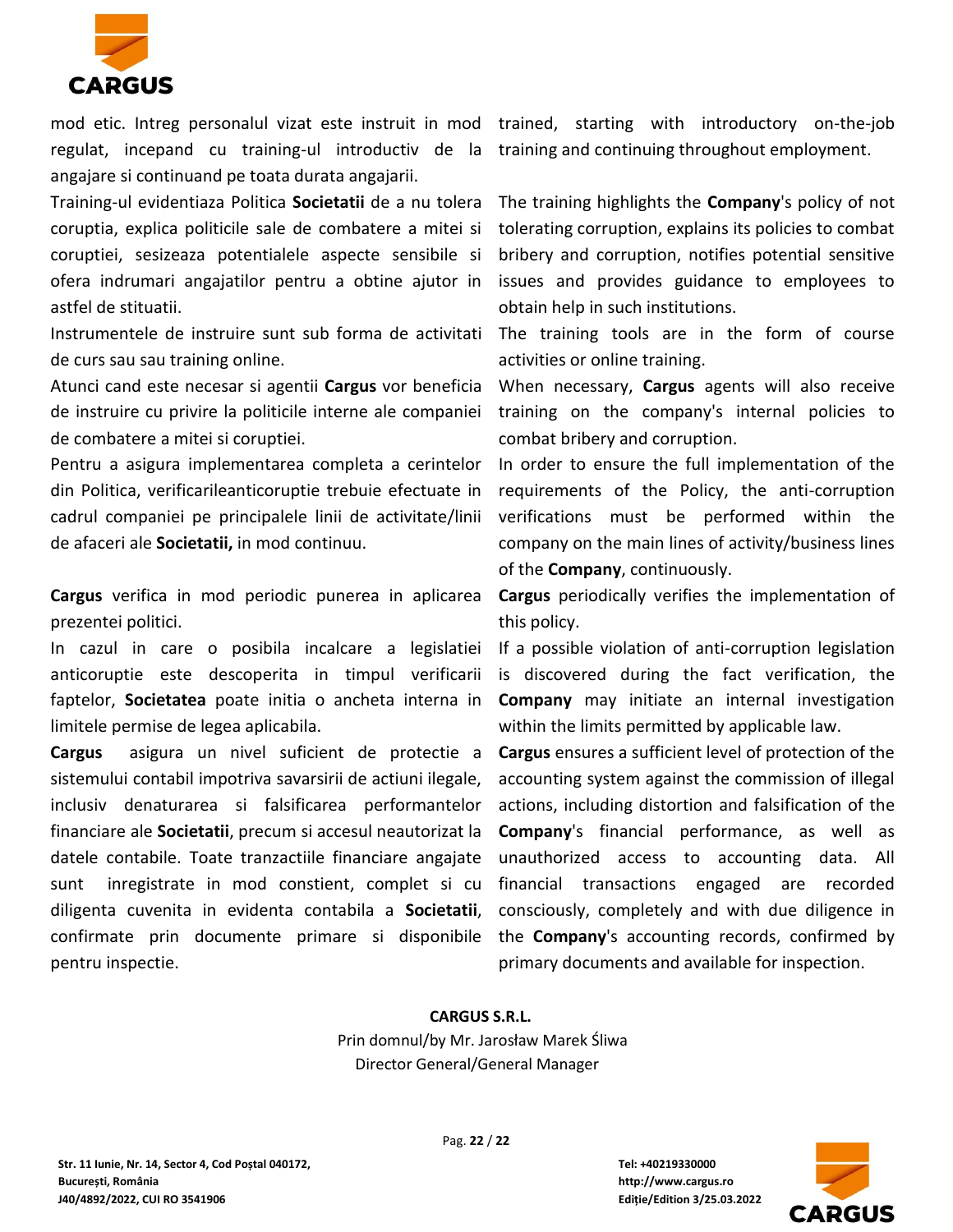mod etic. Intreg personalul vizat este instruit in mod regulat, incepand cu training-ul introductiv de la angajare si continuand pe toata durata angajarii.

Training-ul evidentiaza Politica **Societatii** de a nu tolera coruptia, explica politicile sale de combatere a mitei si coruptiei, sesizeaza potentialele aspecte sensibile si ofera indrumari angajatilor pentru a obtine ajutor in astfel de stituatii.

Instrumentele de instruire sunt sub forma de activitati de curs sau sau training online.

Atunci cand este necesar si agentii **Cargus** vor beneficia de instruire cu privire la politicile interne ale companiei de combatere a mitei si coruptiei.

Pentru a asigura implementarea completa a cerintelor din Politica, verificarileanticoruptie trebuie efectuate in cadrul companiei pe principalele linii de activitate/linii de afaceri ale **Societatii,** in mod continuu.

**Cargus** verifica in mod periodic punerea in aplicarea prezentei politici.

In cazul in care o posibila incalcare a legislatiei anticoruptie este descoperita in timpul verificarii faptelor, **Societatea** poate initia o ancheta interna in limitele permise de legea aplicabila.

**Cargus** asigura un nivel suficient de protectie a sistemului contabil impotriva savarsirii de actiuni ilegale, inclusiv denaturarea si falsificarea performantelor financiare ale **Societatii**, precum si accesul neautorizat la datele contabile. Toate tranzactiile financiare angajate sunt inregistrate in mod constient, complet si cu diligenta cuvenita in evidenta contabila a **Societatii**, confirmate prin documente primare si disponibile pentru inspectie.

trained, starting with introductory on-the-job training and continuing throughout employment.

The training highlights the **Company**'s policy of not tolerating corruption, explains its policies to combat bribery and corruption, notifies potential sensitive issues and provides guidance to employees to obtain help in such institutions.

The training tools are in the form of course activities or online training.

When necessary, **Cargus** agents will also receive training on the company's internal policies to combat bribery and corruption.

In order to ensure the full implementation of the requirements of the Policy, the anti-corruption verifications must be performed within the company on the main lines of activity/business lines of the **Company**, continuously.

**Cargus** periodically verifies the implementation of this policy.

If a possible violation of anti-corruption legislation is discovered during the fact verification, the **Company** may initiate an internal investigation within the limits permitted by applicable law.

**Cargus** ensures a sufficient level of protection of the accounting system against the commission of illegal actions, including distortion and falsification of the **Company**'s financial performance, as well as unauthorized access to accounting data. All financial transactions engaged are recorded consciously, completely and with due diligence in the **Company**'s accounting records, confirmed by primary documents and available for inspection.

**CARGUS S.R.L.**
Prin domnul/by Mr. Jarosław Marek Śliwa
Director General/General Manager